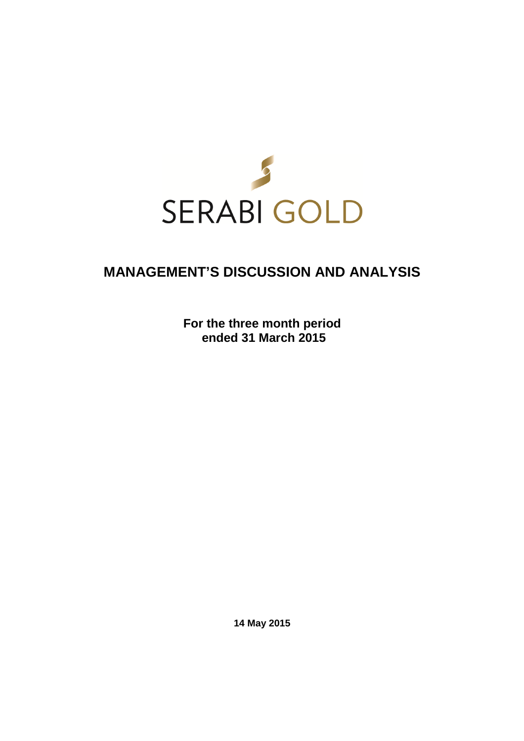SERABI GOLD

# MANAGEMENT'S DISCUSSION AND ANALYSIS

**For the three month period ended 31 March 2015**

**14 May 2015**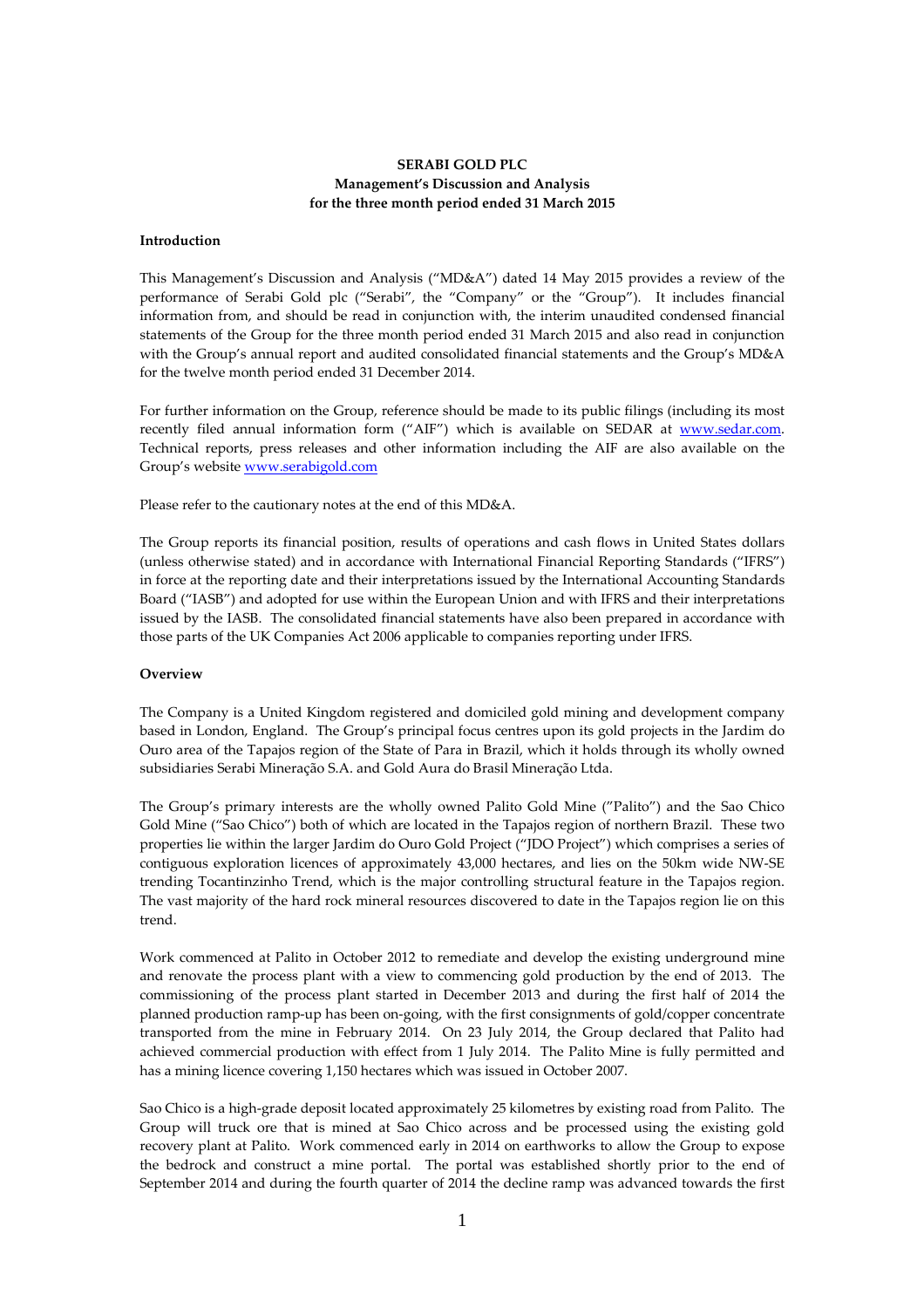**SERABI GOLD PLC**
**Management's Discussion and Analysis**
**for the three month period ended 31 March 2015**

**Introduction**

This Management's Discussion and Analysis ("MD&A") dated 14 May 2015 provides a review of the performance of Serabi Gold plc ("Serabi", the "Company" or the "Group"). It includes financial information from, and should be read in conjunction with, the interim unaudited condensed financial statements of the Group for the three month period ended 31 March 2015 and also read in conjunction with the Group's annual report and audited consolidated financial statements and the Group's MD&A for the twelve month period ended 31 December 2014.

For further information on the Group, reference should be made to its public filings (including its most recently filed annual information form ("AIF") which is available on SEDAR at www.sedar.com. Technical reports, press releases and other information including the AIF are also available on the Group's website www.serabigold.com

Please refer to the cautionary notes at the end of this MD&A.

The Group reports its financial position, results of operations and cash flows in United States dollars (unless otherwise stated) and in accordance with International Financial Reporting Standards ("IFRS") in force at the reporting date and their interpretations issued by the International Accounting Standards Board ("IASB") and adopted for use within the European Union and with IFRS and their interpretations issued by the IASB. The consolidated financial statements have also been prepared in accordance with those parts of the UK Companies Act 2006 applicable to companies reporting under IFRS.

**Overview**

The Company is a United Kingdom registered and domiciled gold mining and development company based in London, England. The Group's principal focus centres upon its gold projects in the Jardim do Ouro area of the Tapajos region of the State of Para in Brazil, which it holds through its wholly owned subsidiaries Serabi Mineração S.A. and Gold Aura do Brasil Mineração Ltda.

The Group's primary interests are the wholly owned Palito Gold Mine ("Palito") and the Sao Chico Gold Mine ("Sao Chico") both of which are located in the Tapajos region of northern Brazil. These two properties lie within the larger Jardim do Ouro Gold Project ("JDO Project") which comprises a series of contiguous exploration licences of approximately 43,000 hectares, and lies on the 50km wide NW-SE trending Tocantinzinho Trend, which is the major controlling structural feature in the Tapajos region. The vast majority of the hard rock mineral resources discovered to date in the Tapajos region lie on this trend.

Work commenced at Palito in October 2012 to remediate and develop the existing underground mine and renovate the process plant with a view to commencing gold production by the end of 2013. The commissioning of the process plant started in December 2013 and during the first half of 2014 the planned production ramp-up has been on-going, with the first consignments of gold/copper concentrate transported from the mine in February 2014. On 23 July 2014, the Group declared that Palito had achieved commercial production with effect from 1 July 2014. The Palito Mine is fully permitted and has a mining licence covering 1,150 hectares which was issued in October 2007.

Sao Chico is a high-grade deposit located approximately 25 kilometres by existing road from Palito. The Group will truck ore that is mined at Sao Chico across and be processed using the existing gold recovery plant at Palito. Work commenced early in 2014 on earthworks to allow the Group to expose the bedrock and construct a mine portal. The portal was established shortly prior to the end of September 2014 and during the fourth quarter of 2014 the decline ramp was advanced towards the first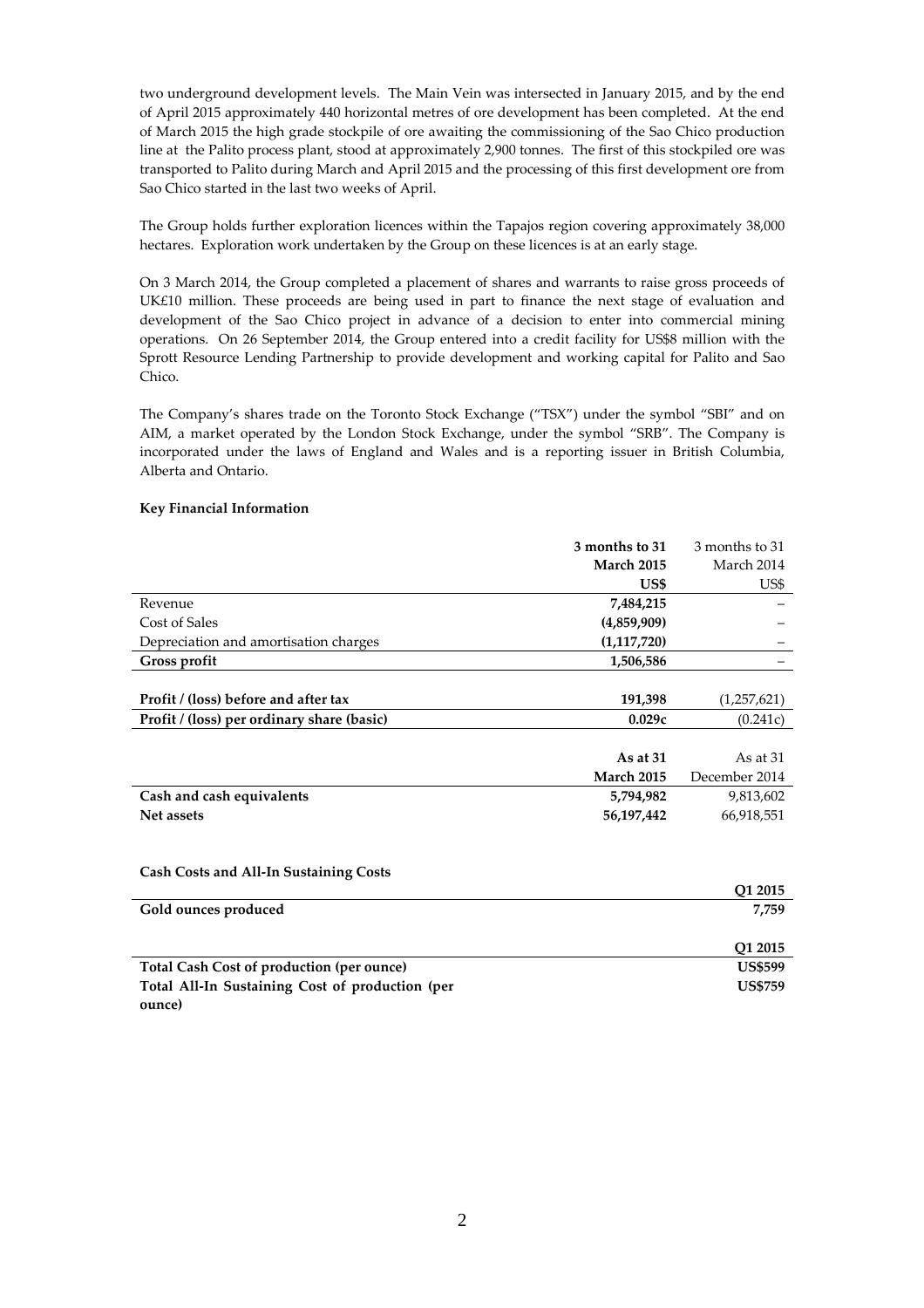two underground development levels. The Main Vein was intersected in January 2015, and by the end of April 2015 approximately 440 horizontal metres of ore development has been completed. At the end of March 2015 the high grade stockpile of ore awaiting the commissioning of the Sao Chico production line at the Palito process plant, stood at approximately 2,900 tonnes. The first of this stockpiled ore was transported to Palito during March and April 2015 and the processing of this first development ore from Sao Chico started in the last two weeks of April.

The Group holds further exploration licences within the Tapajos region covering approximately 38,000 hectares. Exploration work undertaken by the Group on these licences is at an early stage.

On 3 March 2014, the Group completed a placement of shares and warrants to raise gross proceeds of UK£10 million. These proceeds are being used in part to finance the next stage of evaluation and development of the Sao Chico project in advance of a decision to enter into commercial mining operations. On 26 September 2014, the Group entered into a credit facility for US$8 million with the Sprott Resource Lending Partnership to provide development and working capital for Palito and Sao Chico.

The Company's shares trade on the Toronto Stock Exchange ("TSX") under the symbol "SBI" and on AIM, a market operated by the London Stock Exchange, under the symbol "SRB". The Company is incorporated under the laws of England and Wales and is a reporting issuer in British Columbia, Alberta and Ontario.

**Key Financial Information**

| | **3 months to 31 March 2015 US$** | 3 months to 31 March 2014 US$ |
|---|---|---|
| Revenue | **7,484,215** | – |
| Cost of Sales | **(4,859,909)** | – |
| Depreciation and amortisation charges | **(1,117,720)** | – |
| **Gross profit** | **1,506,586** | – |
| | | |
| **Profit / (loss) before and after tax** | **191,398** | (1,257,621) |
| **Profit / (loss) per ordinary share (basic)** | **0.029c** | (0.241c) |

| | **As at 31 March 2015** | As at 31 December 2014 |
|---|---|---|
| **Cash and cash equivalents** | **5,794,982** | 9,813,602 |
| **Net assets** | **56,197,442** | 66,918,551 |

**Cash Costs and All-In Sustaining Costs**

| | **Q1 2015** |
|---|---|
| **Gold ounces produced** | **7,759** |

| | **Q1 2015** |
|---|---|
| **Total Cash Cost of production (per ounce)** | **US$599** |
| **Total All-In Sustaining Cost of production (per ounce)** | **US$759** |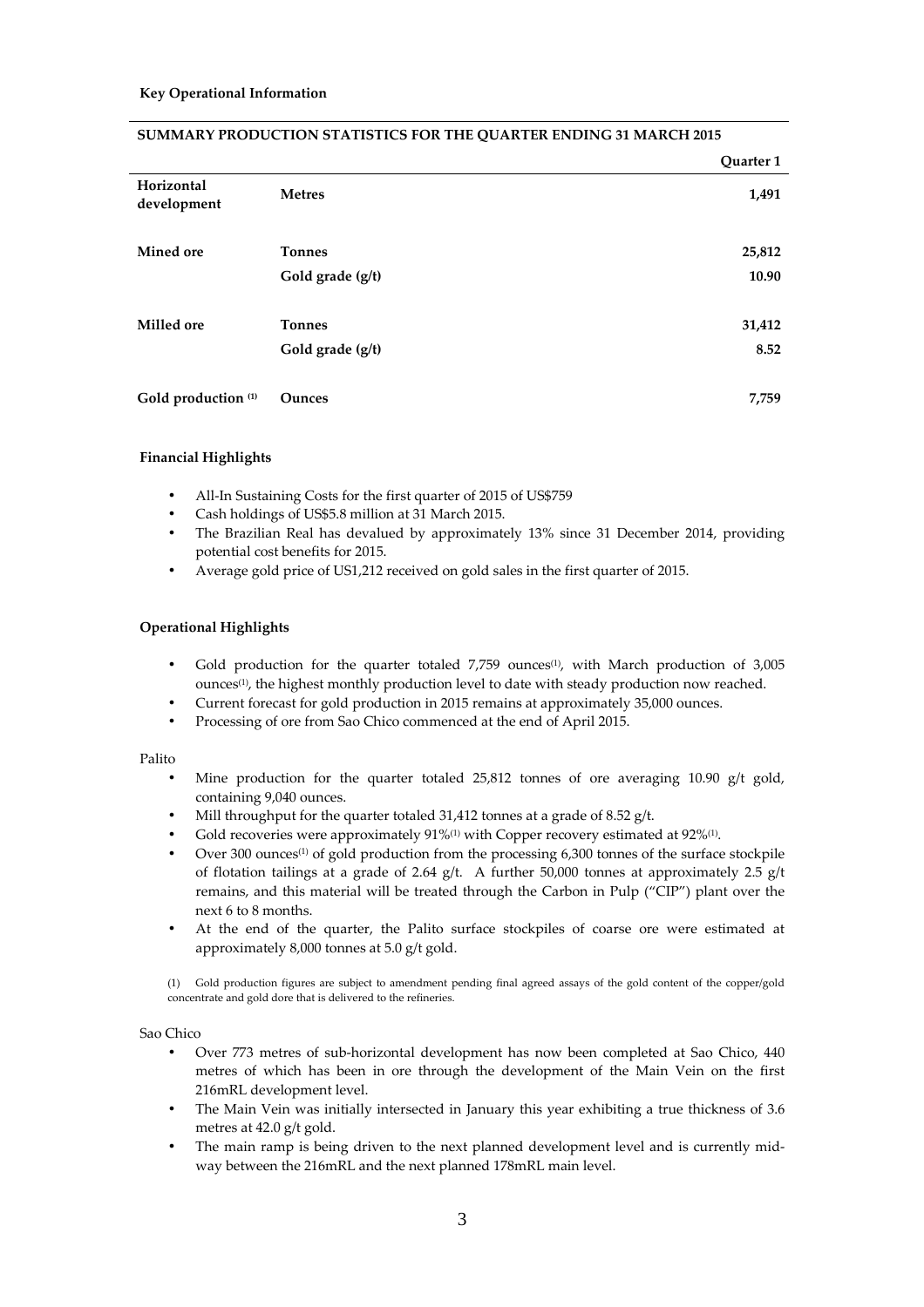**Key Operational Information**

**SUMMARY PRODUCTION STATISTICS FOR THE QUARTER ENDING 31 MARCH 2015**

| | | **Quarter 1** |
|---|---|---|
| **Horizontal development** | **Metres** | **1,491** |
| **Mined ore** | **Tonnes** | **25,812** |
| | **Gold grade (g/t)** | **10.90** |
| **Milled ore** | **Tonnes** | **31,412** |
| | **Gold grade (g/t)** | **8.52** |
| **Gold production (1)** | **Ounces** | **7,759** |

**Financial Highlights**

- All-In Sustaining Costs for the first quarter of 2015 of US$759
- Cash holdings of US$5.8 million at 31 March 2015.
- The Brazilian Real has devalued by approximately 13% since 31 December 2014, providing potential cost benefits for 2015.
- Average gold price of US1,212 received on gold sales in the first quarter of 2015.

**Operational Highlights**

- Gold production for the quarter totaled 7,759 ounces(1), with March production of 3,005 ounces(1), the highest monthly production level to date with steady production now reached.
- Current forecast for gold production in 2015 remains at approximately 35,000 ounces.
- Processing of ore from Sao Chico commenced at the end of April 2015.

Palito

- Mine production for the quarter totaled 25,812 tonnes of ore averaging 10.90 g/t gold, containing 9,040 ounces.
- Mill throughput for the quarter totaled 31,412 tonnes at a grade of 8.52 g/t.
- Gold recoveries were approximately 91%(1) with Copper recovery estimated at 92%(1).
- Over 300 ounces(1) of gold production from the processing 6,300 tonnes of the surface stockpile of flotation tailings at a grade of 2.64 g/t. A further 50,000 tonnes at approximately 2.5 g/t remains, and this material will be treated through the Carbon in Pulp ("CIP") plant over the next 6 to 8 months.
- At the end of the quarter, the Palito surface stockpiles of coarse ore were estimated at approximately 8,000 tonnes at 5.0 g/t gold.

(1) Gold production figures are subject to amendment pending final agreed assays of the gold content of the copper/gold concentrate and gold dore that is delivered to the refineries.

Sao Chico

- Over 773 metres of sub-horizontal development has now been completed at Sao Chico, 440 metres of which has been in ore through the development of the Main Vein on the first 216mRL development level.
- The Main Vein was initially intersected in January this year exhibiting a true thickness of 3.6 metres at 42.0 g/t gold.
- The main ramp is being driven to the next planned development level and is currently mid-way between the 216mRL and the next planned 178mRL main level.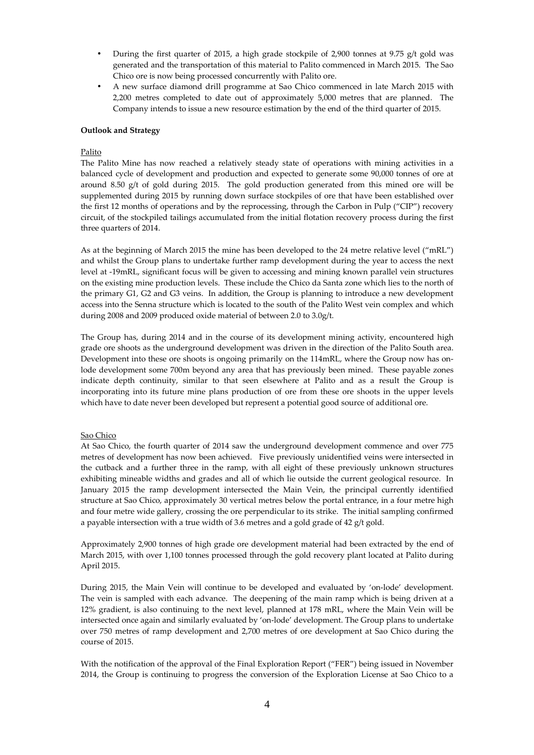- During the first quarter of 2015, a high grade stockpile of 2,900 tonnes at 9.75 g/t gold was generated and the transportation of this material to Palito commenced in March 2015. The Sao Chico ore is now being processed concurrently with Palito ore.
- A new surface diamond drill programme at Sao Chico commenced in late March 2015 with 2,200 metres completed to date out of approximately 5,000 metres that are planned. The Company intends to issue a new resource estimation by the end of the third quarter of 2015.

**Outlook and Strategy**

Palito

The Palito Mine has now reached a relatively steady state of operations with mining activities in a balanced cycle of development and production and expected to generate some 90,000 tonnes of ore at around 8.50 g/t of gold during 2015. The gold production generated from this mined ore will be supplemented during 2015 by running down surface stockpiles of ore that have been established over the first 12 months of operations and by the reprocessing, through the Carbon in Pulp ("CIP") recovery circuit, of the stockpiled tailings accumulated from the initial flotation recovery process during the first three quarters of 2014.

As at the beginning of March 2015 the mine has been developed to the 24 metre relative level ("mRL") and whilst the Group plans to undertake further ramp development during the year to access the next level at -19mRL, significant focus will be given to accessing and mining known parallel vein structures on the existing mine production levels. These include the Chico da Santa zone which lies to the north of the primary G1, G2 and G3 veins. In addition, the Group is planning to introduce a new development access into the Senna structure which is located to the south of the Palito West vein complex and which during 2008 and 2009 produced oxide material of between 2.0 to 3.0g/t.

The Group has, during 2014 and in the course of its development mining activity, encountered high grade ore shoots as the underground development was driven in the direction of the Palito South area. Development into these ore shoots is ongoing primarily on the 114mRL, where the Group now has on-lode development some 700m beyond any area that has previously been mined. These payable zones indicate depth continuity, similar to that seen elsewhere at Palito and as a result the Group is incorporating into its future mine plans production of ore from these ore shoots in the upper levels which have to date never been developed but represent a potential good source of additional ore.

Sao Chico

At Sao Chico, the fourth quarter of 2014 saw the underground development commence and over 775 metres of development has now been achieved. Five previously unidentified veins were intersected in the cutback and a further three in the ramp, with all eight of these previously unknown structures exhibiting mineable widths and grades and all of which lie outside the current geological resource. In January 2015 the ramp development intersected the Main Vein, the principal currently identified structure at Sao Chico, approximately 30 vertical metres below the portal entrance, in a four metre high and four metre wide gallery, crossing the ore perpendicular to its strike. The initial sampling confirmed a payable intersection with a true width of 3.6 metres and a gold grade of 42 g/t gold.

Approximately 2,900 tonnes of high grade ore development material had been extracted by the end of March 2015, with over 1,100 tonnes processed through the gold recovery plant located at Palito during April 2015.

During 2015, the Main Vein will continue to be developed and evaluated by 'on-lode' development. The vein is sampled with each advance. The deepening of the main ramp which is being driven at a 12% gradient, is also continuing to the next level, planned at 178 mRL, where the Main Vein will be intersected once again and similarly evaluated by 'on-lode' development. The Group plans to undertake over 750 metres of ramp development and 2,700 metres of ore development at Sao Chico during the course of 2015.

With the notification of the approval of the Final Exploration Report ("FER") being issued in November 2014, the Group is continuing to progress the conversion of the Exploration License at Sao Chico to a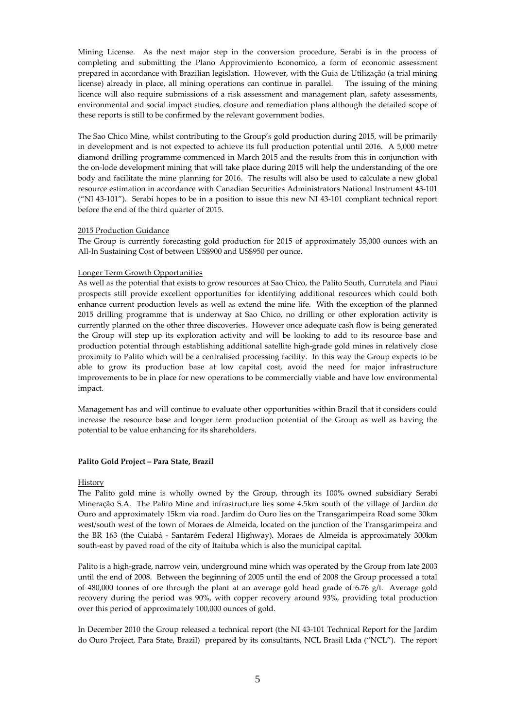Mining License. As the next major step in the conversion procedure, Serabi is in the process of completing and submitting the Plano Approvimiento Economico, a form of economic assessment prepared in accordance with Brazilian legislation. However, with the Guia de Utilização (a trial mining license) already in place, all mining operations can continue in parallel. The issuing of the mining licence will also require submissions of a risk assessment and management plan, safety assessments, environmental and social impact studies, closure and remediation plans although the detailed scope of these reports is still to be confirmed by the relevant government bodies.

The Sao Chico Mine, whilst contributing to the Group's gold production during 2015, will be primarily in development and is not expected to achieve its full production potential until 2016. A 5,000 metre diamond drilling programme commenced in March 2015 and the results from this in conjunction with the on-lode development mining that will take place during 2015 will help the understanding of the ore body and facilitate the mine planning for 2016. The results will also be used to calculate a new global resource estimation in accordance with Canadian Securities Administrators National Instrument 43-101 ("NI 43-101"). Serabi hopes to be in a position to issue this new NI 43-101 compliant technical report before the end of the third quarter of 2015.

2015 Production Guidance

The Group is currently forecasting gold production for 2015 of approximately 35,000 ounces with an All-In Sustaining Cost of between US$900 and US$950 per ounce.

Longer Term Growth Opportunities

As well as the potential that exists to grow resources at Sao Chico, the Palito South, Currutela and Piaui prospects still provide excellent opportunities for identifying additional resources which could both enhance current production levels as well as extend the mine life. With the exception of the planned 2015 drilling programme that is underway at Sao Chico, no drilling or other exploration activity is currently planned on the other three discoveries. However once adequate cash flow is being generated the Group will step up its exploration activity and will be looking to add to its resource base and production potential through establishing additional satellite high-grade gold mines in relatively close proximity to Palito which will be a centralised processing facility. In this way the Group expects to be able to grow its production base at low capital cost, avoid the need for major infrastructure improvements to be in place for new operations to be commercially viable and have low environmental impact.

Management has and will continue to evaluate other opportunities within Brazil that it considers could increase the resource base and longer term production potential of the Group as well as having the potential to be value enhancing for its shareholders.

**Palito Gold Project – Para State, Brazil**

History

The Palito gold mine is wholly owned by the Group, through its 100% owned subsidiary Serabi Mineração S.A. The Palito Mine and infrastructure lies some 4.5km south of the village of Jardim do Ouro and approximately 15km via road. Jardim do Ouro lies on the Transgarimpeira Road some 30km west/south west of the town of Moraes de Almeida, located on the junction of the Transgarimpeira and the BR 163 (the Cuiabá - Santarém Federal Highway). Moraes de Almeida is approximately 300km south-east by paved road of the city of Itaituba which is also the municipal capital.

Palito is a high-grade, narrow vein, underground mine which was operated by the Group from late 2003 until the end of 2008. Between the beginning of 2005 until the end of 2008 the Group processed a total of 480,000 tonnes of ore through the plant at an average gold head grade of 6.76 g/t. Average gold recovery during the period was 90%, with copper recovery around 93%, providing total production over this period of approximately 100,000 ounces of gold.

In December 2010 the Group released a technical report (the NI 43-101 Technical Report for the Jardim do Ouro Project, Para State, Brazil) prepared by its consultants, NCL Brasil Ltda ("NCL"). The report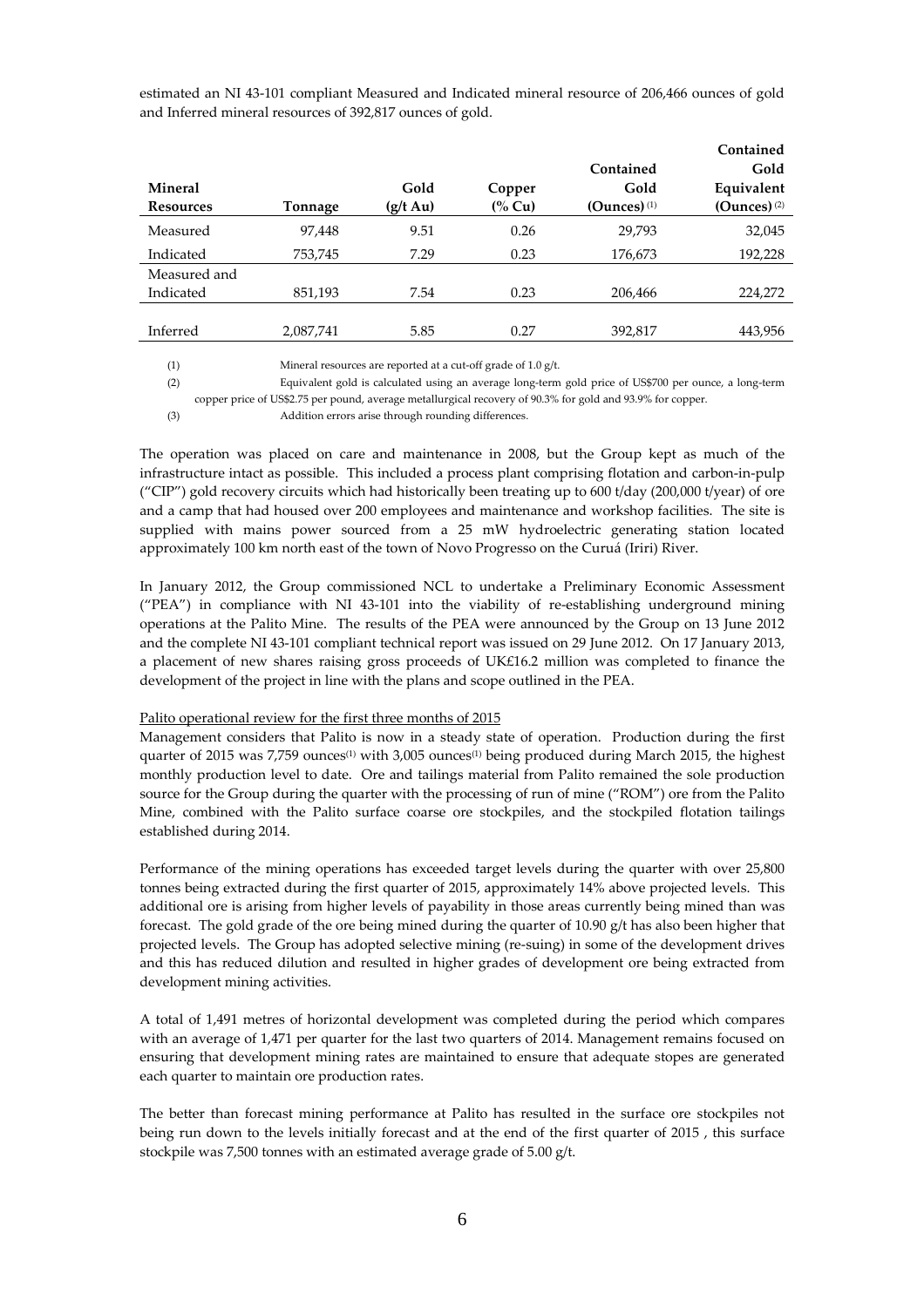estimated an NI 43-101 compliant Measured and Indicated mineral resource of 206,466 ounces of gold and Inferred mineral resources of 392,817 ounces of gold.

| Mineral Resources | Tonnage | Gold (g/t Au) | Copper (% Cu) | Contained Gold (Ounces) (1) | Contained Gold Equivalent (Ounces) (2) |
|---|---|---|---|---|---|
| Measured | 97,448 | 9.51 | 0.26 | 29,793 | 32,045 |
| Indicated | 753,745 | 7.29 | 0.23 | 176,673 | 192,228 |
| Measured and Indicated | 851,193 | 7.54 | 0.23 | 206,466 | 224,272 |
| Inferred | 2,087,741 | 5.85 | 0.27 | 392,817 | 443,956 |

(1) Mineral resources are reported at a cut-off grade of 1.0 g/t.

(2) Equivalent gold is calculated using an average long-term gold price of US$700 per ounce, a long-term copper price of US$2.75 per pound, average metallurgical recovery of 90.3% for gold and 93.9% for copper.

(3) Addition errors arise through rounding differences.

The operation was placed on care and maintenance in 2008, but the Group kept as much of the infrastructure intact as possible. This included a process plant comprising flotation and carbon-in-pulp ("CIP") gold recovery circuits which had historically been treating up to 600 t/day (200,000 t/year) of ore and a camp that had housed over 200 employees and maintenance and workshop facilities. The site is supplied with mains power sourced from a 25 mW hydroelectric generating station located approximately 100 km north east of the town of Novo Progresso on the Curuá (Iriri) River.

In January 2012, the Group commissioned NCL to undertake a Preliminary Economic Assessment ("PEA") in compliance with NI 43-101 into the viability of re-establishing underground mining operations at the Palito Mine. The results of the PEA were announced by the Group on 13 June 2012 and the complete NI 43-101 compliant technical report was issued on 29 June 2012. On 17 January 2013, a placement of new shares raising gross proceeds of UK£16.2 million was completed to finance the development of the project in line with the plans and scope outlined in the PEA.

Palito operational review for the first three months of 2015

Management considers that Palito is now in a steady state of operation. Production during the first quarter of 2015 was 7,759 ounces(1) with 3,005 ounces(1) being produced during March 2015, the highest monthly production level to date. Ore and tailings material from Palito remained the sole production source for the Group during the quarter with the processing of run of mine ("ROM") ore from the Palito Mine, combined with the Palito surface coarse ore stockpiles, and the stockpiled flotation tailings established during 2014.

Performance of the mining operations has exceeded target levels during the quarter with over 25,800 tonnes being extracted during the first quarter of 2015, approximately 14% above projected levels. This additional ore is arising from higher levels of payability in those areas currently being mined than was forecast. The gold grade of the ore being mined during the quarter of 10.90 g/t has also been higher that projected levels. The Group has adopted selective mining (re-suing) in some of the development drives and this has reduced dilution and resulted in higher grades of development ore being extracted from development mining activities.

A total of 1,491 metres of horizontal development was completed during the period which compares with an average of 1,471 per quarter for the last two quarters of 2014. Management remains focused on ensuring that development mining rates are maintained to ensure that adequate stopes are generated each quarter to maintain ore production rates.

The better than forecast mining performance at Palito has resulted in the surface ore stockpiles not being run down to the levels initially forecast and at the end of the first quarter of 2015 , this surface stockpile was 7,500 tonnes with an estimated average grade of 5.00 g/t.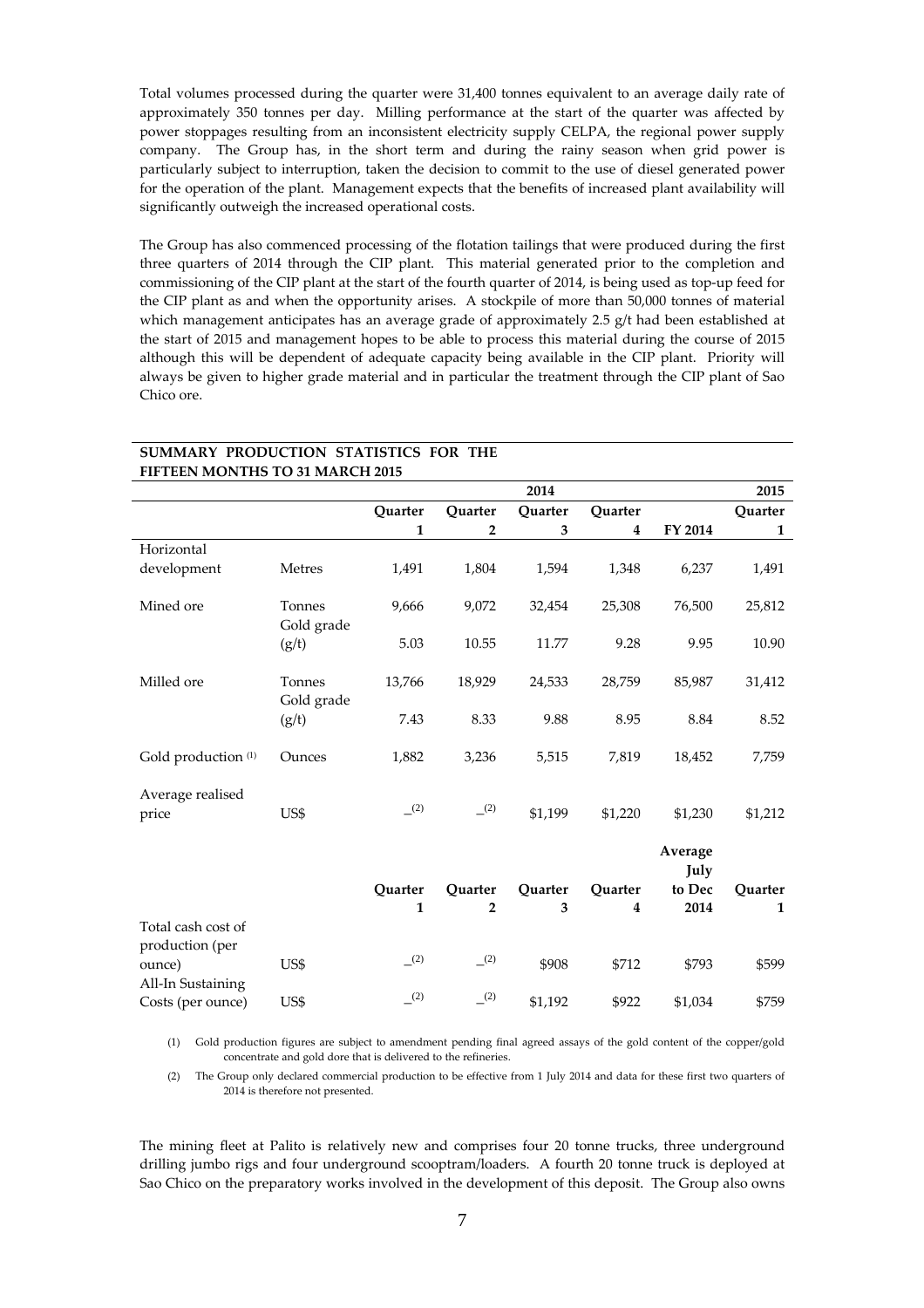Total volumes processed during the quarter were 31,400 tonnes equivalent to an average daily rate of approximately 350 tonnes per day. Milling performance at the start of the quarter was affected by power stoppages resulting from an inconsistent electricity supply CELPA, the regional power supply company. The Group has, in the short term and during the rainy season when grid power is particularly subject to interruption, taken the decision to commit to the use of diesel generated power for the operation of the plant. Management expects that the benefits of increased plant availability will significantly outweigh the increased operational costs.

The Group has also commenced processing of the flotation tailings that were produced during the first three quarters of 2014 through the CIP plant. This material generated prior to the completion and commissioning of the CIP plant at the start of the fourth quarter of 2014, is being used as top-up feed for the CIP plant as and when the opportunity arises. A stockpile of more than 50,000 tonnes of material which management anticipates has an average grade of approximately 2.5 g/t had been established at the start of 2015 and management hopes to be able to process this material during the course of 2015 although this will be dependent of adequate capacity being available in the CIP plant. Priority will always be given to higher grade material and in particular the treatment through the CIP plant of Sao Chico ore.

**SUMMARY PRODUCTION STATISTICS FOR THE FIFTEEN MONTHS TO 31 MARCH 2015**

| | | | | 2014 | | | 2015 |
|---|---|---|---|---|---|---|---|
| | | Quarter 1 | Quarter 2 | Quarter 3 | Quarter 4 | FY 2014 | Quarter 1 |
| Horizontal development | Metres | 1,491 | 1,804 | 1,594 | 1,348 | 6,237 | 1,491 |
| Mined ore | Tonnes | 9,666 | 9,072 | 32,454 | 25,308 | 76,500 | 25,812 |
| | Gold grade (g/t) | 5.03 | 10.55 | 11.77 | 9.28 | 9.95 | 10.90 |
| Milled ore | Tonnes | 13,766 | 18,929 | 24,533 | 28,759 | 85,987 | 31,412 |
| | Gold grade (g/t) | 7.43 | 8.33 | 9.88 | 8.95 | 8.84 | 8.52 |
| Gold production (1) | Ounces | 1,882 | 3,236 | 5,515 | 7,819 | 18,452 | 7,759 |
| Average realised price | US$ | –(2) | –(2) | $1,199 | $1,220 | $1,230 | $1,212 |
| | | Quarter 1 | Quarter 2 | Quarter 3 | Quarter 4 | Average July to Dec 2014 | Quarter 1 |
| Total cash cost of production (per ounce) | US$ | –(2) | –(2) | $908 | $712 | $793 | $599 |
| All-In Sustaining Costs (per ounce) | US$ | –(2) | –(2) | $1,192 | $922 | $1,034 | $759 |

(1) Gold production figures are subject to amendment pending final agreed assays of the gold content of the copper/gold concentrate and gold dore that is delivered to the refineries.

(2) The Group only declared commercial production to be effective from 1 July 2014 and data for these first two quarters of 2014 is therefore not presented.

The mining fleet at Palito is relatively new and comprises four 20 tonne trucks, three underground drilling jumbo rigs and four underground scooptram/loaders. A fourth 20 tonne truck is deployed at Sao Chico on the preparatory works involved in the development of this deposit. The Group also owns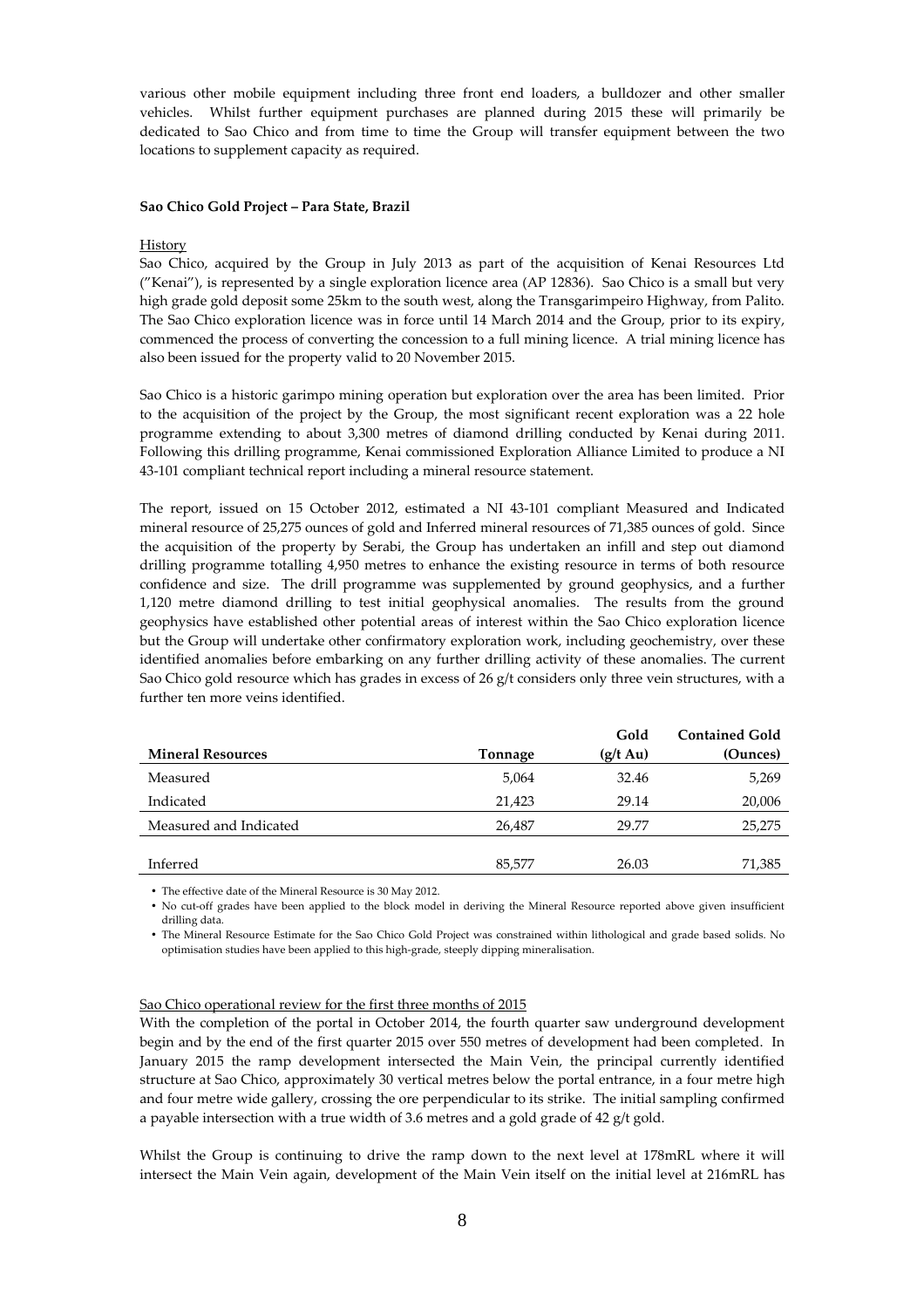various other mobile equipment including three front end loaders, a bulldozer and other smaller vehicles. Whilst further equipment purchases are planned during 2015 these will primarily be dedicated to Sao Chico and from time to time the Group will transfer equipment between the two locations to supplement capacity as required.

**Sao Chico Gold Project – Para State, Brazil**

History

Sao Chico, acquired by the Group in July 2013 as part of the acquisition of Kenai Resources Ltd ("Kenai"), is represented by a single exploration licence area (AP 12836). Sao Chico is a small but very high grade gold deposit some 25km to the south west, along the Transgarimpeiro Highway, from Palito. The Sao Chico exploration licence was in force until 14 March 2014 and the Group, prior to its expiry, commenced the process of converting the concession to a full mining licence. A trial mining licence has also been issued for the property valid to 20 November 2015.

Sao Chico is a historic garimpo mining operation but exploration over the area has been limited. Prior to the acquisition of the project by the Group, the most significant recent exploration was a 22 hole programme extending to about 3,300 metres of diamond drilling conducted by Kenai during 2011. Following this drilling programme, Kenai commissioned Exploration Alliance Limited to produce a NI 43-101 compliant technical report including a mineral resource statement.

The report, issued on 15 October 2012, estimated a NI 43-101 compliant Measured and Indicated mineral resource of 25,275 ounces of gold and Inferred mineral resources of 71,385 ounces of gold. Since the acquisition of the property by Serabi, the Group has undertaken an infill and step out diamond drilling programme totalling 4,950 metres to enhance the existing resource in terms of both resource confidence and size. The drill programme was supplemented by ground geophysics, and a further 1,120 metre diamond drilling to test initial geophysical anomalies. The results from the ground geophysics have established other potential areas of interest within the Sao Chico exploration licence but the Group will undertake other confirmatory exploration work, including geochemistry, over these identified anomalies before embarking on any further drilling activity of these anomalies. The current Sao Chico gold resource which has grades in excess of 26 g/t considers only three vein structures, with a further ten more veins identified.

| **Mineral Resources** | **Tonnage** | **Gold (g/t Au)** | **Contained Gold (Ounces)** |
|---|---|---|---|
| Measured | 5,064 | 32.46 | 5,269 |
| Indicated | 21,423 | 29.14 | 20,006 |
| Measured and Indicated | 26,487 | 29.77 | 25,275 |
| Inferred | 85,577 | 26.03 | 71,385 |

- The effective date of the Mineral Resource is 30 May 2012.
- No cut-off grades have been applied to the block model in deriving the Mineral Resource reported above given insufficient drilling data.
- The Mineral Resource Estimate for the Sao Chico Gold Project was constrained within lithological and grade based solids. No optimisation studies have been applied to this high-grade, steeply dipping mineralisation.

Sao Chico operational review for the first three months of 2015

With the completion of the portal in October 2014, the fourth quarter saw underground development begin and by the end of the first quarter 2015 over 550 metres of development had been completed. In January 2015 the ramp development intersected the Main Vein, the principal currently identified structure at Sao Chico, approximately 30 vertical metres below the portal entrance, in a four metre high and four metre wide gallery, crossing the ore perpendicular to its strike. The initial sampling confirmed a payable intersection with a true width of 3.6 metres and a gold grade of 42 g/t gold.

Whilst the Group is continuing to drive the ramp down to the next level at 178mRL where it will intersect the Main Vein again, development of the Main Vein itself on the initial level at 216mRL has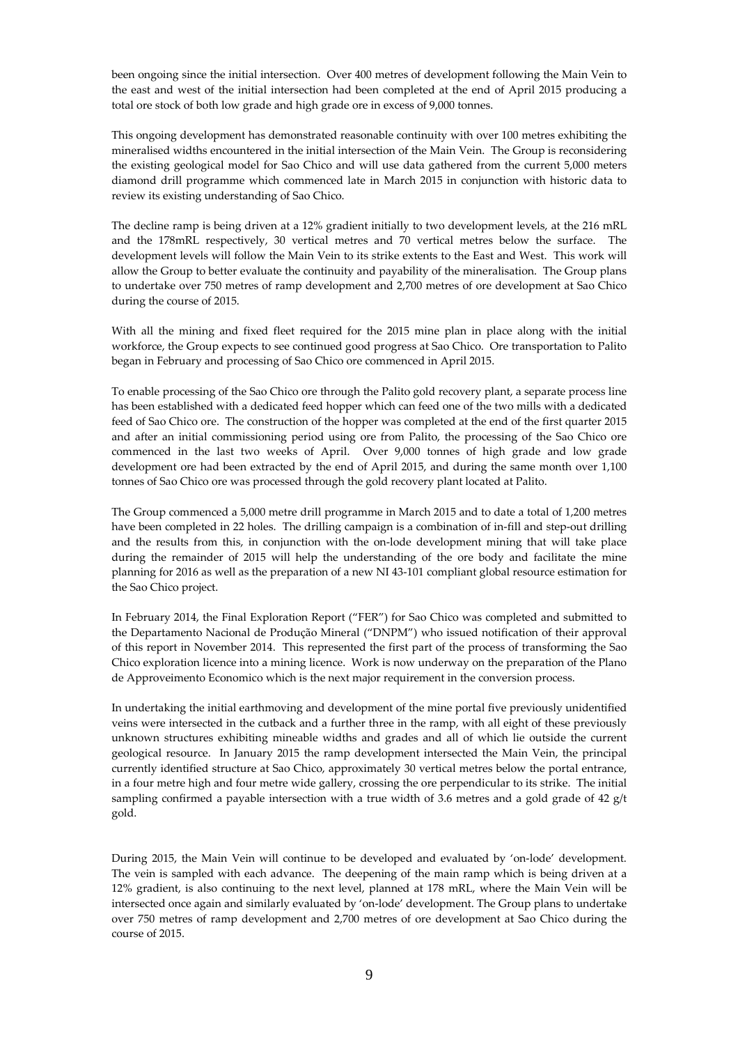been ongoing since the initial intersection. Over 400 metres of development following the Main Vein to the east and west of the initial intersection had been completed at the end of April 2015 producing a total ore stock of both low grade and high grade ore in excess of 9,000 tonnes.

This ongoing development has demonstrated reasonable continuity with over 100 metres exhibiting the mineralised widths encountered in the initial intersection of the Main Vein. The Group is reconsidering the existing geological model for Sao Chico and will use data gathered from the current 5,000 meters diamond drill programme which commenced late in March 2015 in conjunction with historic data to review its existing understanding of Sao Chico.

The decline ramp is being driven at a 12% gradient initially to two development levels, at the 216 mRL and the 178mRL respectively, 30 vertical metres and 70 vertical metres below the surface. The development levels will follow the Main Vein to its strike extents to the East and West. This work will allow the Group to better evaluate the continuity and payability of the mineralisation. The Group plans to undertake over 750 metres of ramp development and 2,700 metres of ore development at Sao Chico during the course of 2015.

With all the mining and fixed fleet required for the 2015 mine plan in place along with the initial workforce, the Group expects to see continued good progress at Sao Chico. Ore transportation to Palito began in February and processing of Sao Chico ore commenced in April 2015.

To enable processing of the Sao Chico ore through the Palito gold recovery plant, a separate process line has been established with a dedicated feed hopper which can feed one of the two mills with a dedicated feed of Sao Chico ore. The construction of the hopper was completed at the end of the first quarter 2015 and after an initial commissioning period using ore from Palito, the processing of the Sao Chico ore commenced in the last two weeks of April. Over 9,000 tonnes of high grade and low grade development ore had been extracted by the end of April 2015, and during the same month over 1,100 tonnes of Sao Chico ore was processed through the gold recovery plant located at Palito.

The Group commenced a 5,000 metre drill programme in March 2015 and to date a total of 1,200 metres have been completed in 22 holes. The drilling campaign is a combination of in-fill and step-out drilling and the results from this, in conjunction with the on-lode development mining that will take place during the remainder of 2015 will help the understanding of the ore body and facilitate the mine planning for 2016 as well as the preparation of a new NI 43-101 compliant global resource estimation for the Sao Chico project.

In February 2014, the Final Exploration Report ("FER") for Sao Chico was completed and submitted to the Departamento Nacional de Produção Mineral ("DNPM") who issued notification of their approval of this report in November 2014. This represented the first part of the process of transforming the Sao Chico exploration licence into a mining licence. Work is now underway on the preparation of the Plano de Approveimento Economico which is the next major requirement in the conversion process.

In undertaking the initial earthmoving and development of the mine portal five previously unidentified veins were intersected in the cutback and a further three in the ramp, with all eight of these previously unknown structures exhibiting mineable widths and grades and all of which lie outside the current geological resource. In January 2015 the ramp development intersected the Main Vein, the principal currently identified structure at Sao Chico, approximately 30 vertical metres below the portal entrance, in a four metre high and four metre wide gallery, crossing the ore perpendicular to its strike. The initial sampling confirmed a payable intersection with a true width of 3.6 metres and a gold grade of 42 g/t gold.

During 2015, the Main Vein will continue to be developed and evaluated by 'on-lode' development. The vein is sampled with each advance. The deepening of the main ramp which is being driven at a 12% gradient, is also continuing to the next level, planned at 178 mRL, where the Main Vein will be intersected once again and similarly evaluated by 'on-lode' development. The Group plans to undertake over 750 metres of ramp development and 2,700 metres of ore development at Sao Chico during the course of 2015.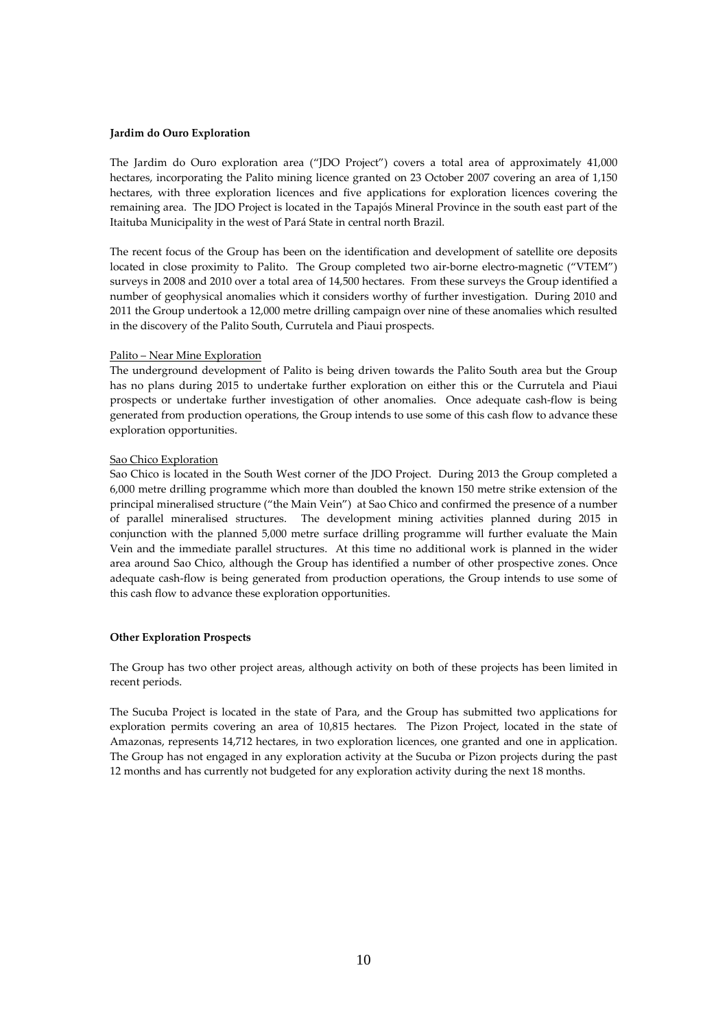**Jardim do Ouro Exploration**

The Jardim do Ouro exploration area ("JDO Project") covers a total area of approximately 41,000 hectares, incorporating the Palito mining licence granted on 23 October 2007 covering an area of 1,150 hectares, with three exploration licences and five applications for exploration licences covering the remaining area. The JDO Project is located in the Tapajós Mineral Province in the south east part of the Itaituba Municipality in the west of Pará State in central north Brazil.

The recent focus of the Group has been on the identification and development of satellite ore deposits located in close proximity to Palito. The Group completed two air-borne electro-magnetic ("VTEM") surveys in 2008 and 2010 over a total area of 14,500 hectares. From these surveys the Group identified a number of geophysical anomalies which it considers worthy of further investigation. During 2010 and 2011 the Group undertook a 12,000 metre drilling campaign over nine of these anomalies which resulted in the discovery of the Palito South, Currutela and Piaui prospects.

Palito – Near Mine Exploration

The underground development of Palito is being driven towards the Palito South area but the Group has no plans during 2015 to undertake further exploration on either this or the Currutela and Piaui prospects or undertake further investigation of other anomalies. Once adequate cash-flow is being generated from production operations, the Group intends to use some of this cash flow to advance these exploration opportunities.

Sao Chico Exploration

Sao Chico is located in the South West corner of the JDO Project. During 2013 the Group completed a 6,000 metre drilling programme which more than doubled the known 150 metre strike extension of the principal mineralised structure ("the Main Vein") at Sao Chico and confirmed the presence of a number of parallel mineralised structures. The development mining activities planned during 2015 in conjunction with the planned 5,000 metre surface drilling programme will further evaluate the Main Vein and the immediate parallel structures. At this time no additional work is planned in the wider area around Sao Chico, although the Group has identified a number of other prospective zones. Once adequate cash-flow is being generated from production operations, the Group intends to use some of this cash flow to advance these exploration opportunities.

**Other Exploration Prospects**

The Group has two other project areas, although activity on both of these projects has been limited in recent periods.

The Sucuba Project is located in the state of Para, and the Group has submitted two applications for exploration permits covering an area of 10,815 hectares. The Pizon Project, located in the state of Amazonas, represents 14,712 hectares, in two exploration licences, one granted and one in application. The Group has not engaged in any exploration activity at the Sucuba or Pizon projects during the past 12 months and has currently not budgeted for any exploration activity during the next 18 months.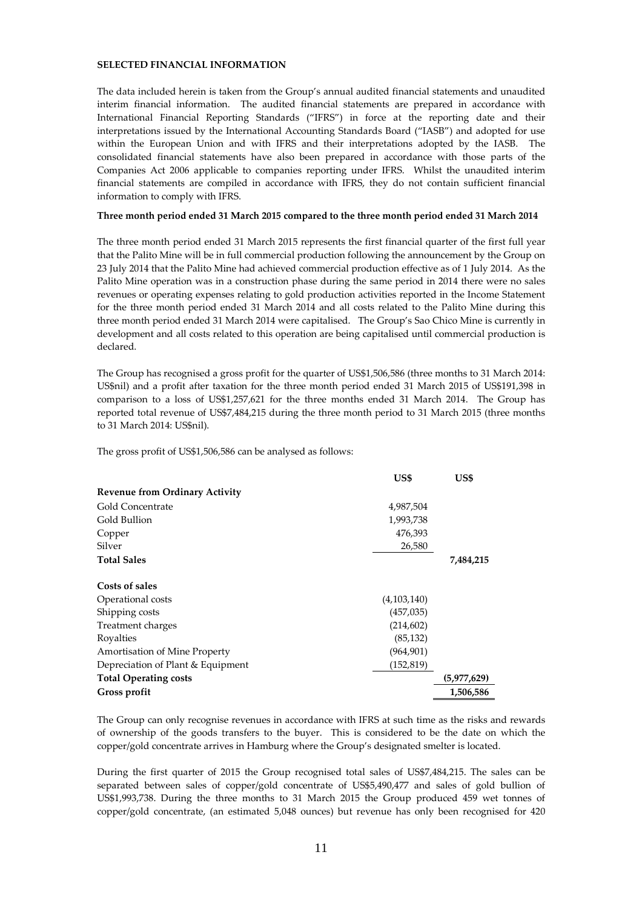**SELECTED FINANCIAL INFORMATION**

The data included herein is taken from the Group's annual audited financial statements and unaudited interim financial information. The audited financial statements are prepared in accordance with International Financial Reporting Standards ("IFRS") in force at the reporting date and their interpretations issued by the International Accounting Standards Board ("IASB") and adopted for use within the European Union and with IFRS and their interpretations adopted by the IASB. The consolidated financial statements have also been prepared in accordance with those parts of the Companies Act 2006 applicable to companies reporting under IFRS. Whilst the unaudited interim financial statements are compiled in accordance with IFRS, they do not contain sufficient financial information to comply with IFRS.

**Three month period ended 31 March 2015 compared to the three month period ended 31 March 2014**

The three month period ended 31 March 2015 represents the first financial quarter of the first full year that the Palito Mine will be in full commercial production following the announcement by the Group on 23 July 2014 that the Palito Mine had achieved commercial production effective as of 1 July 2014. As the Palito Mine operation was in a construction phase during the same period in 2014 there were no sales revenues or operating expenses relating to gold production activities reported in the Income Statement for the three month period ended 31 March 2014 and all costs related to the Palito Mine during this three month period ended 31 March 2014 were capitalised. The Group's Sao Chico Mine is currently in development and all costs related to this operation are being capitalised until commercial production is declared.

The Group has recognised a gross profit for the quarter of US$1,506,586 (three months to 31 March 2014: US$nil) and a profit after taxation for the three month period ended 31 March 2015 of US$191,398 in comparison to a loss of US$1,257,621 for the three months ended 31 March 2014. The Group has reported total revenue of US$7,484,215 during the three month period to 31 March 2015 (three months to 31 March 2014: US$nil).

The gross profit of US$1,506,586 can be analysed as follows:

| | US$ | US$ |
|---|---|---|
| **Revenue from Ordinary Activity** | | |
| Gold Concentrate | 4,987,504 | |
| Gold Bullion | 1,993,738 | |
| Copper | 476,393 | |
| Silver | 26,580 | |
| **Total Sales** | | **7,484,215** |
| **Costs of sales** | | |
| Operational costs | (4,103,140) | |
| Shipping costs | (457,035) | |
| Treatment charges | (214,602) | |
| Royalties | (85,132) | |
| Amortisation of Mine Property | (964,901) | |
| Depreciation of Plant & Equipment | (152,819) | |
| **Total Operating costs** | | **(5,977,629)** |
| **Gross profit** | | **1,506,586** |

The Group can only recognise revenues in accordance with IFRS at such time as the risks and rewards of ownership of the goods transfers to the buyer. This is considered to be the date on which the copper/gold concentrate arrives in Hamburg where the Group's designated smelter is located.

During the first quarter of 2015 the Group recognised total sales of US$7,484,215. The sales can be separated between sales of copper/gold concentrate of US$5,490,477 and sales of gold bullion of US$1,993,738. During the three months to 31 March 2015 the Group produced 459 wet tonnes of copper/gold concentrate, (an estimated 5,048 ounces) but revenue has only been recognised for 420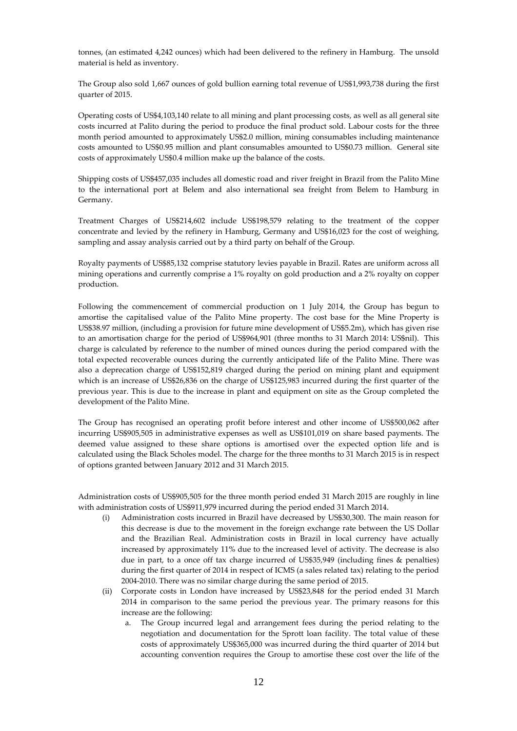tonnes, (an estimated 4,242 ounces) which had been delivered to the refinery in Hamburg. The unsold material is held as inventory.

The Group also sold 1,667 ounces of gold bullion earning total revenue of US$1,993,738 during the first quarter of 2015.

Operating costs of US$4,103,140 relate to all mining and plant processing costs, as well as all general site costs incurred at Palito during the period to produce the final product sold. Labour costs for the three month period amounted to approximately US$2.0 million, mining consumables including maintenance costs amounted to US$0.95 million and plant consumables amounted to US$0.73 million. General site costs of approximately US$0.4 million make up the balance of the costs.

Shipping costs of US$457,035 includes all domestic road and river freight in Brazil from the Palito Mine to the international port at Belem and also international sea freight from Belem to Hamburg in Germany.

Treatment Charges of US$214,602 include US$198,579 relating to the treatment of the copper concentrate and levied by the refinery in Hamburg, Germany and US$16,023 for the cost of weighing, sampling and assay analysis carried out by a third party on behalf of the Group.

Royalty payments of US$85,132 comprise statutory levies payable in Brazil. Rates are uniform across all mining operations and currently comprise a 1% royalty on gold production and a 2% royalty on copper production.

Following the commencement of commercial production on 1 July 2014, the Group has begun to amortise the capitalised value of the Palito Mine property. The cost base for the Mine Property is US$38.97 million, (including a provision for future mine development of US$5.2m), which has given rise to an amortisation charge for the period of US$964,901 (three months to 31 March 2014: US$nil). This charge is calculated by reference to the number of mined ounces during the period compared with the total expected recoverable ounces during the currently anticipated life of the Palito Mine. There was also a deprecation charge of US$152,819 charged during the period on mining plant and equipment which is an increase of US$26,836 on the charge of US$125,983 incurred during the first quarter of the previous year. This is due to the increase in plant and equipment on site as the Group completed the development of the Palito Mine.

The Group has recognised an operating profit before interest and other income of US$500,062 after incurring US$905,505 in administrative expenses as well as US$101,019 on share based payments. The deemed value assigned to these share options is amortised over the expected option life and is calculated using the Black Scholes model. The charge for the three months to 31 March 2015 is in respect of options granted between January 2012 and 31 March 2015.

Administration costs of US$905,505 for the three month period ended 31 March 2015 are roughly in line with administration costs of US$911,979 incurred during the period ended 31 March 2014.

(i) Administration costs incurred in Brazil have decreased by US$30,300. The main reason for this decrease is due to the movement in the foreign exchange rate between the US Dollar and the Brazilian Real. Administration costs in Brazil in local currency have actually increased by approximately 11% due to the increased level of activity. The decrease is also due in part, to a once off tax charge incurred of US$35,949 (including fines & penalties) during the first quarter of 2014 in respect of ICMS (a sales related tax) relating to the period 2004-2010. There was no similar charge during the same period of 2015.

(ii) Corporate costs in London have increased by US$23,848 for the period ended 31 March 2014 in comparison to the same period the previous year. The primary reasons for this increase are the following:

   a. The Group incurred legal and arrangement fees during the period relating to the negotiation and documentation for the Sprott loan facility. The total value of these costs of approximately US$365,000 was incurred during the third quarter of 2014 but accounting convention requires the Group to amortise these cost over the life of the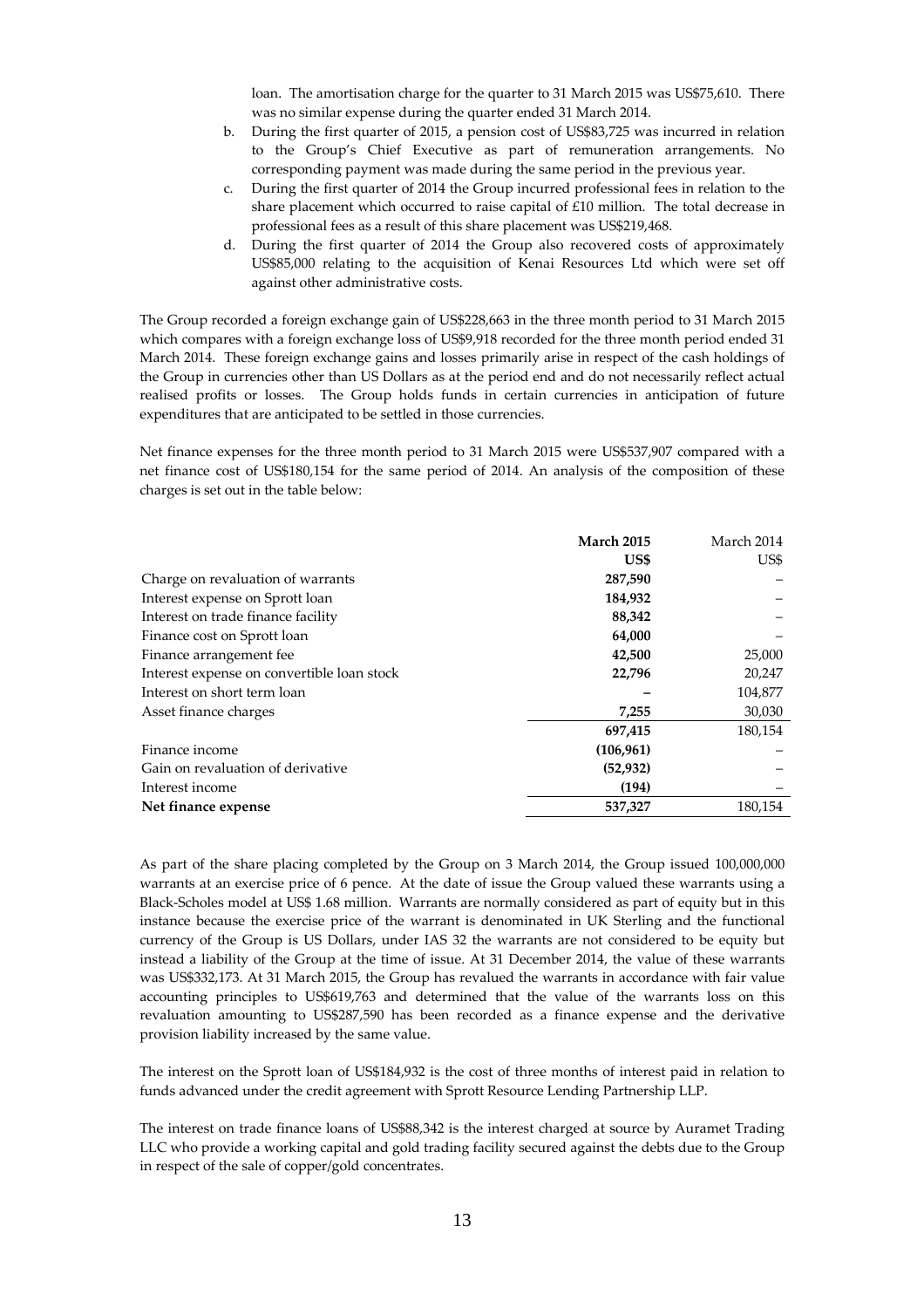loan. The amortisation charge for the quarter to 31 March 2015 was US$75,610. There was no similar expense during the quarter ended 31 March 2014.

b. During the first quarter of 2015, a pension cost of US$83,725 was incurred in relation to the Group's Chief Executive as part of remuneration arrangements. No corresponding payment was made during the same period in the previous year.
c. During the first quarter of 2014 the Group incurred professional fees in relation to the share placement which occurred to raise capital of £10 million. The total decrease in professional fees as a result of this share placement was US$219,468.
d. During the first quarter of 2014 the Group also recovered costs of approximately US$85,000 relating to the acquisition of Kenai Resources Ltd which were set off against other administrative costs.

The Group recorded a foreign exchange gain of US$228,663 in the three month period to 31 March 2015 which compares with a foreign exchange loss of US$9,918 recorded for the three month period ended 31 March 2014. These foreign exchange gains and losses primarily arise in respect of the cash holdings of the Group in currencies other than US Dollars as at the period end and do not necessarily reflect actual realised profits or losses. The Group holds funds in certain currencies in anticipation of future expenditures that are anticipated to be settled in those currencies.

Net finance expenses for the three month period to 31 March 2015 were US$537,907 compared with a net finance cost of US$180,154 for the same period of 2014. An analysis of the composition of these charges is set out in the table below:

| | **March 2015** | March 2014 |
|---|---|---|
| | **US$** | US$ |
| Charge on revaluation of warrants | **287,590** | – |
| Interest expense on Sprott loan | **184,932** | – |
| Interest on trade finance facility | **88,342** | – |
| Finance cost on Sprott loan | **64,000** | – |
| Finance arrangement fee | **42,500** | 25,000 |
| Interest expense on convertible loan stock | **22,796** | 20,247 |
| Interest on short term loan | **–** | 104,877 |
| Asset finance charges | **7,255** | 30,030 |
| | **697,415** | 180,154 |
| Finance income | **(106,961)** | – |
| Gain on revaluation of derivative | **(52,932)** | – |
| Interest income | **(194)** | – |
| **Net finance expense** | **537,327** | 180,154 |

As part of the share placing completed by the Group on 3 March 2014, the Group issued 100,000,000 warrants at an exercise price of 6 pence. At the date of issue the Group valued these warrants using a Black-Scholes model at US$ 1.68 million. Warrants are normally considered as part of equity but in this instance because the exercise price of the warrant is denominated in UK Sterling and the functional currency of the Group is US Dollars, under IAS 32 the warrants are not considered to be equity but instead a liability of the Group at the time of issue. At 31 December 2014, the value of these warrants was US$332,173. At 31 March 2015, the Group has revalued the warrants in accordance with fair value accounting principles to US$619,763 and determined that the value of the warrants loss on this revaluation amounting to US$287,590 has been recorded as a finance expense and the derivative provision liability increased by the same value.

The interest on the Sprott loan of US$184,932 is the cost of three months of interest paid in relation to funds advanced under the credit agreement with Sprott Resource Lending Partnership LLP.

The interest on trade finance loans of US$88,342 is the interest charged at source by Auramet Trading LLC who provide a working capital and gold trading facility secured against the debts due to the Group in respect of the sale of copper/gold concentrates.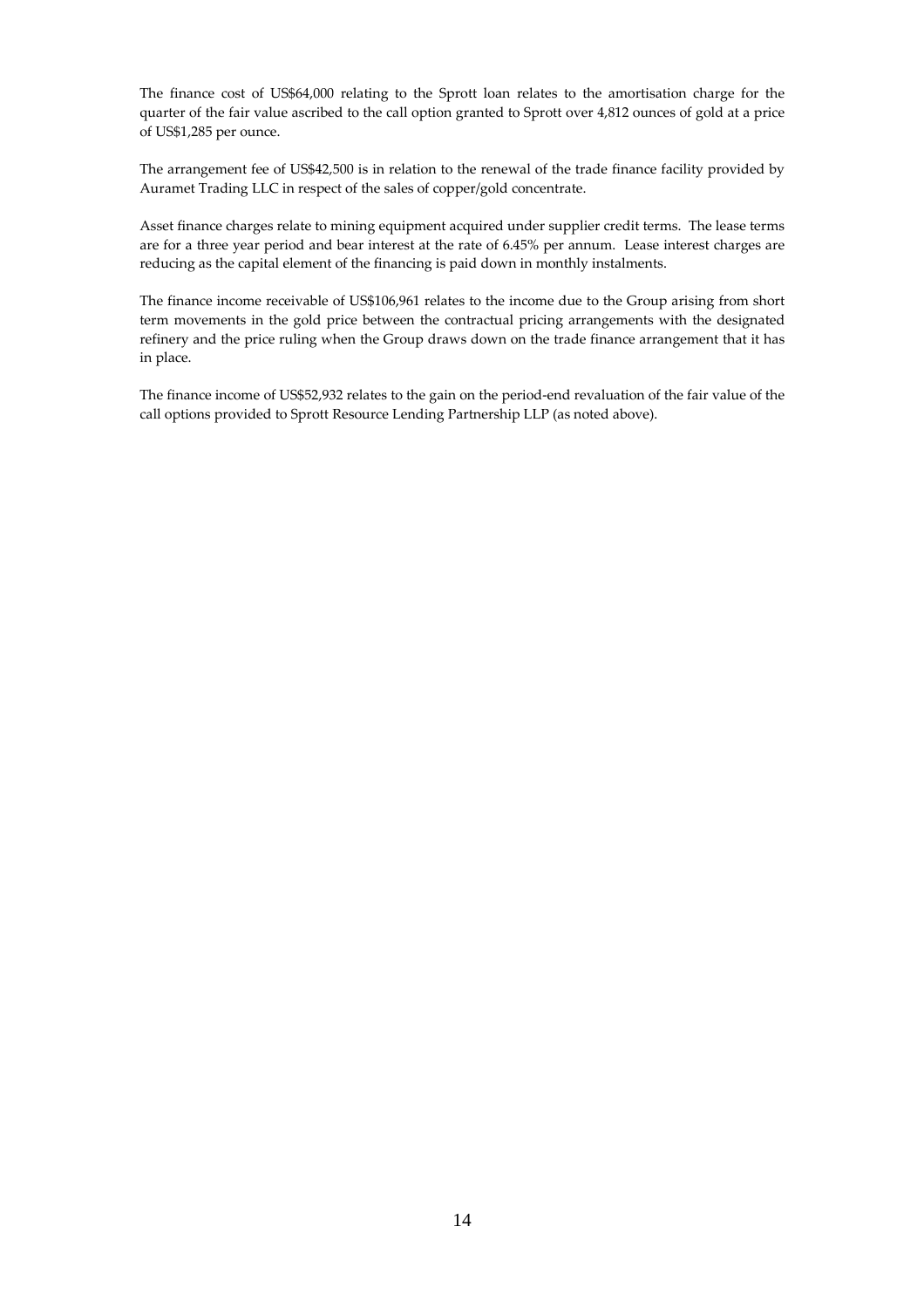The finance cost of US$64,000 relating to the Sprott loan relates to the amortisation charge for the quarter of the fair value ascribed to the call option granted to Sprott over 4,812 ounces of gold at a price of US$1,285 per ounce.

The arrangement fee of US$42,500 is in relation to the renewal of the trade finance facility provided by Auramet Trading LLC in respect of the sales of copper/gold concentrate.

Asset finance charges relate to mining equipment acquired under supplier credit terms. The lease terms are for a three year period and bear interest at the rate of 6.45% per annum. Lease interest charges are reducing as the capital element of the financing is paid down in monthly instalments.

The finance income receivable of US$106,961 relates to the income due to the Group arising from short term movements in the gold price between the contractual pricing arrangements with the designated refinery and the price ruling when the Group draws down on the trade finance arrangement that it has in place.

The finance income of US$52,932 relates to the gain on the period-end revaluation of the fair value of the call options provided to Sprott Resource Lending Partnership LLP (as noted above).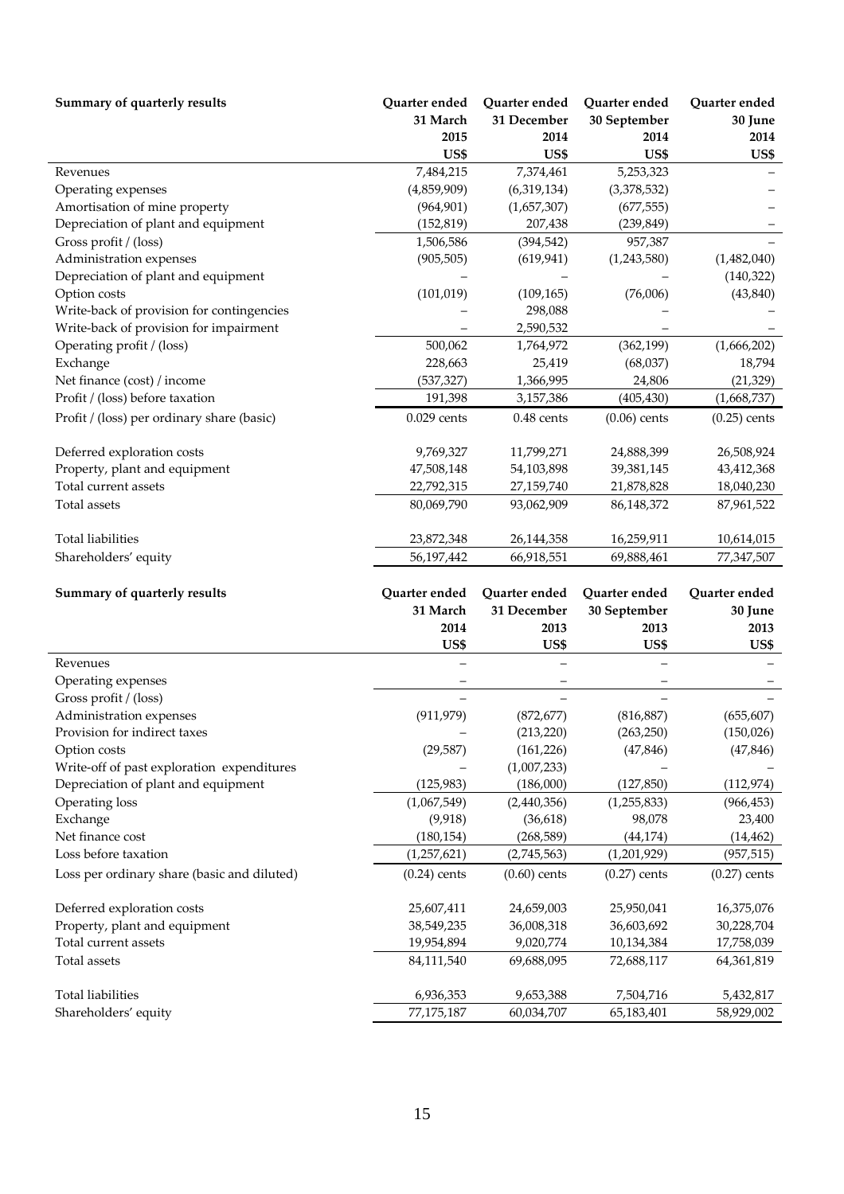| Summary of quarterly results | Quarter ended 31 March 2015 US$ | Quarter ended 31 December 2014 US$ | Quarter ended 30 September 2014 US$ | Quarter ended 30 June 2014 US$ |
|---|---|---|---|---|
| Revenues | 7,484,215 | 7,374,461 | 5,253,323 | – |
| Operating expenses | (4,859,909) | (6,319,134) | (3,378,532) | – |
| Amortisation of mine property | (964,901) | (1,657,307) | (677,555) | – |
| Depreciation of plant and equipment | (152,819) | 207,438 | (239,849) | – |
| Gross profit / (loss) | 1,506,586 | (394,542) | 957,387 | – |
| Administration expenses | (905,505) | (619,941) | (1,243,580) | (1,482,040) |
| Depreciation of plant and equipment | – | – | – | (140,322) |
| Option costs | (101,019) | (109,165) | (76,006) | (43,840) |
| Write-back of provision for contingencies | – | 298,088 | – | – |
| Write-back of provision for impairment | – | 2,590,532 | – | – |
| Operating profit / (loss) | 500,062 | 1,764,972 | (362,199) | (1,666,202) |
| Exchange | 228,663 | 25,419 | (68,037) | 18,794 |
| Net finance (cost) / income | (537,327) | 1,366,995 | 24,806 | (21,329) |
| Profit / (loss) before taxation | 191,398 | 3,157,386 | (405,430) | (1,668,737) |
| Profit / (loss) per ordinary share (basic) | 0.029 cents | 0.48 cents | (0.06) cents | (0.25) cents |
| | | | | |
| Deferred exploration costs | 9,769,327 | 11,799,271 | 24,888,399 | 26,508,924 |
| Property, plant and equipment | 47,508,148 | 54,103,898 | 39,381,145 | 43,412,368 |
| Total current assets | 22,792,315 | 27,159,740 | 21,878,828 | 18,040,230 |
| Total assets | 80,069,790 | 93,062,909 | 86,148,372 | 87,961,522 |
| | | | | |
| Total liabilities | 23,872,348 | 26,144,358 | 16,259,911 | 10,614,015 |
| Shareholders' equity | 56,197,442 | 66,918,551 | 69,888,461 | 77,347,507 |

| Summary of quarterly results | Quarter ended 31 March 2014 US$ | Quarter ended 31 December 2013 US$ | Quarter ended 30 September 2013 US$ | Quarter ended 30 June 2013 US$ |
|---|---|---|---|---|
| Revenues | – | – | – | – |
| Operating expenses | – | – | – | – |
| Gross profit / (loss) | – | – | – | – |
| Administration expenses | (911,979) | (872,677) | (816,887) | (655,607) |
| Provision for indirect taxes | – | (213,220) | (263,250) | (150,026) |
| Option costs | (29,587) | (161,226) | (47,846) | (47,846) |
| Write-off of past exploration expenditures | – | (1,007,233) | – | – |
| Depreciation of plant and equipment | (125,983) | (186,000) | (127,850) | (112,974) |
| Operating loss | (1,067,549) | (2,440,356) | (1,255,833) | (966,453) |
| Exchange | (9,918) | (36,618) | 98,078 | 23,400 |
| Net finance cost | (180,154) | (268,589) | (44,174) | (14,462) |
| Loss before taxation | (1,257,621) | (2,745,563) | (1,201,929) | (957,515) |
| Loss per ordinary share (basic and diluted) | (0.24) cents | (0.60) cents | (0.27) cents | (0.27) cents |
| | | | | |
| Deferred exploration costs | 25,607,411 | 24,659,003 | 25,950,041 | 16,375,076 |
| Property, plant and equipment | 38,549,235 | 36,008,318 | 36,603,692 | 30,228,704 |
| Total current assets | 19,954,894 | 9,020,774 | 10,134,384 | 17,758,039 |
| Total assets | 84,111,540 | 69,688,095 | 72,688,117 | 64,361,819 |
| | | | | |
| Total liabilities | 6,936,353 | 9,653,388 | 7,504,716 | 5,432,817 |
| Shareholders' equity | 77,175,187 | 60,034,707 | 65,183,401 | 58,929,002 |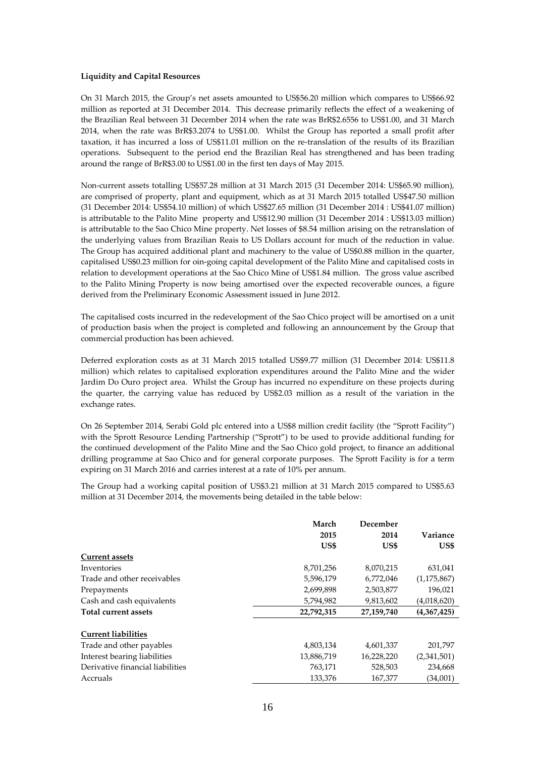**Liquidity and Capital Resources**

On 31 March 2015, the Group's net assets amounted to US$56.20 million which compares to US$66.92 million as reported at 31 December 2014. This decrease primarily reflects the effect of a weakening of the Brazilian Real between 31 December 2014 when the rate was BrR$2.6556 to US$1.00, and 31 March 2014, when the rate was BrR$3.2074 to US$1.00. Whilst the Group has reported a small profit after taxation, it has incurred a loss of US$11.01 million on the re-translation of the results of its Brazilian operations. Subsequent to the period end the Brazilian Real has strengthened and has been trading around the range of BrR$3.00 to US$1.00 in the first ten days of May 2015.

Non-current assets totalling US$57.28 million at 31 March 2015 (31 December 2014: US$65.90 million), are comprised of property, plant and equipment, which as at 31 March 2015 totalled US$47.50 million (31 December 2014: US$54.10 million) of which US$27.65 million (31 December 2014 : US$41.07 million) is attributable to the Palito Mine property and US$12.90 million (31 December 2014 : US$13.03 million) is attributable to the Sao Chico Mine property. Net losses of $8.54 million arising on the retranslation of the underlying values from Brazilian Reais to US Dollars account for much of the reduction in value. The Group has acquired additional plant and machinery to the value of US$0.88 million in the quarter, capitalised US$0.23 million for oin-going capital development of the Palito Mine and capitalised costs in relation to development operations at the Sao Chico Mine of US$1.84 million. The gross value ascribed to the Palito Mining Property is now being amortised over the expected recoverable ounces, a figure derived from the Preliminary Economic Assessment issued in June 2012.

The capitalised costs incurred in the redevelopment of the Sao Chico project will be amortised on a unit of production basis when the project is completed and following an announcement by the Group that commercial production has been achieved.

Deferred exploration costs as at 31 March 2015 totalled US$9.77 million (31 December 2014: US$11.8 million) which relates to capitalised exploration expenditures around the Palito Mine and the wider Jardim Do Ouro project area. Whilst the Group has incurred no expenditure on these projects during the quarter, the carrying value has reduced by US$2.03 million as a result of the variation in the exchange rates.

On 26 September 2014, Serabi Gold plc entered into a US$8 million credit facility (the "Sprott Facility") with the Sprott Resource Lending Partnership ("Sprott") to be used to provide additional funding for the continued development of the Palito Mine and the Sao Chico gold project, to finance an additional drilling programme at Sao Chico and for general corporate purposes. The Sprott Facility is for a term expiring on 31 March 2016 and carries interest at a rate of 10% per annum.

The Group had a working capital position of US$3.21 million at 31 March 2015 compared to US$5.63 million at 31 December 2014, the movements being detailed in the table below:

| | March 2015 US$ | December 2014 US$ | Variance US$ |
|---|---|---|---|
| **Current assets** | | | |
| Inventories | 8,701,256 | 8,070,215 | 631,041 |
| Trade and other receivables | 5,596,179 | 6,772,046 | (1,175,867) |
| Prepayments | 2,699,898 | 2,503,877 | 196,021 |
| Cash and cash equivalents | 5,794,982 | 9,813,602 | (4,018,620) |
| **Total current assets** | **22,792,315** | **27,159,740** | **(4,367,425)** |
| | | | |
| **Current liabilities** | | | |
| Trade and other payables | 4,803,134 | 4,601,337 | 201,797 |
| Interest bearing liabilities | 13,886,719 | 16,228,220 | (2,341,501) |
| Derivative financial liabilities | 763,171 | 528,503 | 234,668 |
| Accruals | 133,376 | 167,377 | (34,001) |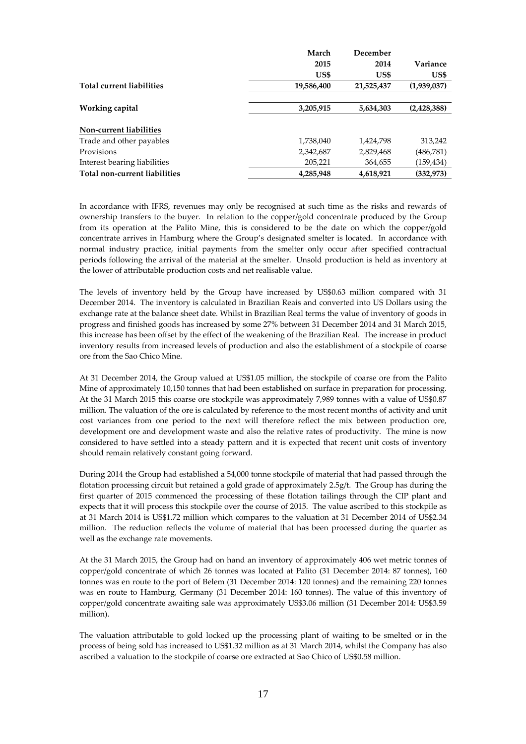| | March 2015 US$ | December 2014 US$ | Variance US$ |
|---|---|---|---|
| **Total current liabilities** | **19,586,400** | **21,525,437** | **(1,939,037)** |
| | | | |
| **Working capital** | **3,205,915** | **5,634,303** | **(2,428,388)** |
| | | | |
| **Non-current liabilities** | | | |
| Trade and other payables | 1,738,040 | 1,424,798 | 313,242 |
| Provisions | 2,342,687 | 2,829,468 | (486,781) |
| Interest bearing liabilities | 205,221 | 364,655 | (159,434) |
| **Total non-current liabilities** | **4,285,948** | **4,618,921** | **(332,973)** |

In accordance with IFRS, revenues may only be recognised at such time as the risks and rewards of ownership transfers to the buyer. In relation to the copper/gold concentrate produced by the Group from its operation at the Palito Mine, this is considered to be the date on which the copper/gold concentrate arrives in Hamburg where the Group's designated smelter is located. In accordance with normal industry practice, initial payments from the smelter only occur after specified contractual periods following the arrival of the material at the smelter. Unsold production is held as inventory at the lower of attributable production costs and net realisable value.

The levels of inventory held by the Group have increased by US$0.63 million compared with 31 December 2014. The inventory is calculated in Brazilian Reais and converted into US Dollars using the exchange rate at the balance sheet date. Whilst in Brazilian Real terms the value of inventory of goods in progress and finished goods has increased by some 27% between 31 December 2014 and 31 March 2015, this increase has been offset by the effect of the weakening of the Brazilian Real. The increase in product inventory results from increased levels of production and also the establishment of a stockpile of coarse ore from the Sao Chico Mine.

At 31 December 2014, the Group valued at US$1.05 million, the stockpile of coarse ore from the Palito Mine of approximately 10,150 tonnes that had been established on surface in preparation for processing. At the 31 March 2015 this coarse ore stockpile was approximately 7,989 tonnes with a value of US$0.87 million. The valuation of the ore is calculated by reference to the most recent months of activity and unit cost variances from one period to the next will therefore reflect the mix between production ore, development ore and development waste and also the relative rates of productivity. The mine is now considered to have settled into a steady pattern and it is expected that recent unit costs of inventory should remain relatively constant going forward.

During 2014 the Group had established a 54,000 tonne stockpile of material that had passed through the flotation processing circuit but retained a gold grade of approximately 2.5g/t. The Group has during the first quarter of 2015 commenced the processing of these flotation tailings through the CIP plant and expects that it will process this stockpile over the course of 2015. The value ascribed to this stockpile as at 31 March 2014 is US$1.72 million which compares to the valuation at 31 December 2014 of US$2.34 million. The reduction reflects the volume of material that has been processed during the quarter as well as the exchange rate movements.

At the 31 March 2015, the Group had on hand an inventory of approximately 406 wet metric tonnes of copper/gold concentrate of which 26 tonnes was located at Palito (31 December 2014: 87 tonnes), 160 tonnes was en route to the port of Belem (31 December 2014: 120 tonnes) and the remaining 220 tonnes was en route to Hamburg, Germany (31 December 2014: 160 tonnes). The value of this inventory of copper/gold concentrate awaiting sale was approximately US$3.06 million (31 December 2014: US$3.59 million).

The valuation attributable to gold locked up the processing plant of waiting to be smelted or in the process of being sold has increased to US$1.32 million as at 31 March 2014, whilst the Company has also ascribed a valuation to the stockpile of coarse ore extracted at Sao Chico of US$0.58 million.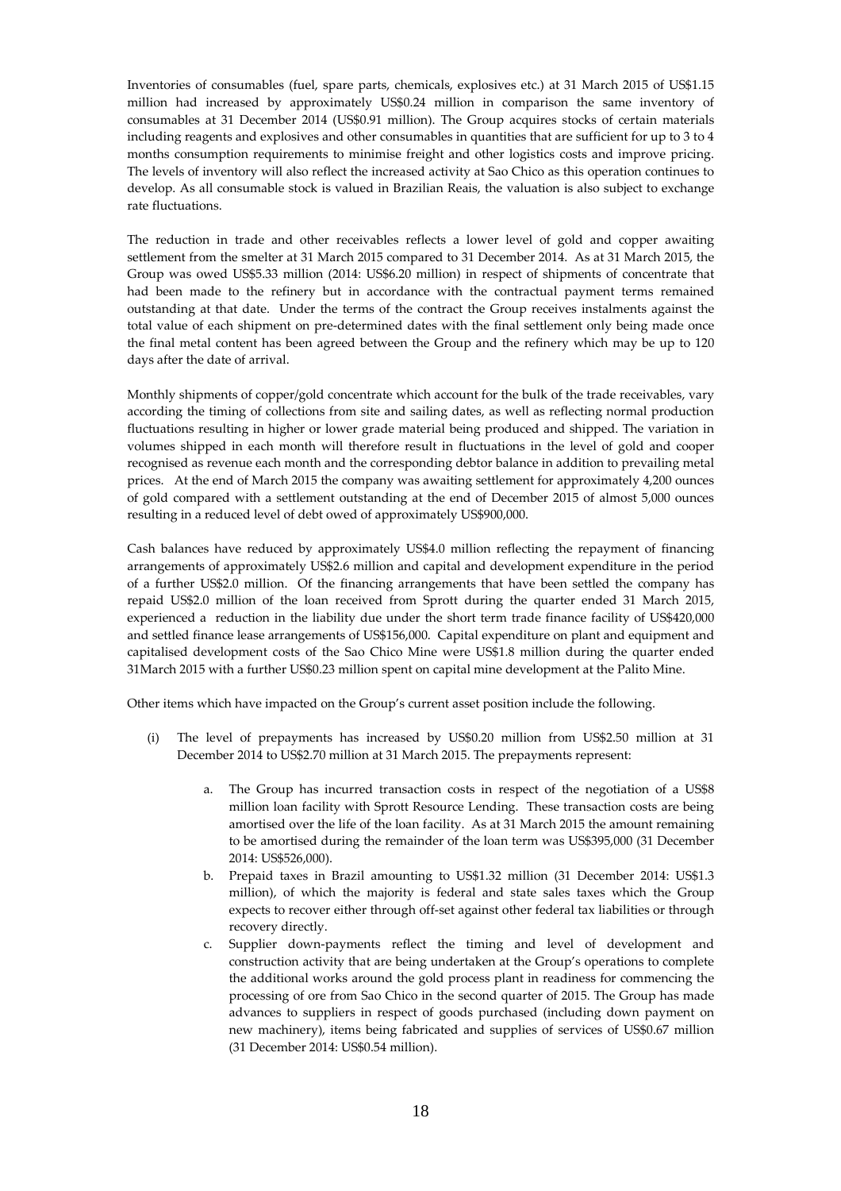Inventories of consumables (fuel, spare parts, chemicals, explosives etc.) at 31 March 2015 of US$1.15 million had increased by approximately US$0.24 million in comparison the same inventory of consumables at 31 December 2014 (US$0.91 million). The Group acquires stocks of certain materials including reagents and explosives and other consumables in quantities that are sufficient for up to 3 to 4 months consumption requirements to minimise freight and other logistics costs and improve pricing. The levels of inventory will also reflect the increased activity at Sao Chico as this operation continues to develop. As all consumable stock is valued in Brazilian Reais, the valuation is also subject to exchange rate fluctuations.

The reduction in trade and other receivables reflects a lower level of gold and copper awaiting settlement from the smelter at 31 March 2015 compared to 31 December 2014. As at 31 March 2015, the Group was owed US$5.33 million (2014: US$6.20 million) in respect of shipments of concentrate that had been made to the refinery but in accordance with the contractual payment terms remained outstanding at that date. Under the terms of the contract the Group receives instalments against the total value of each shipment on pre-determined dates with the final settlement only being made once the final metal content has been agreed between the Group and the refinery which may be up to 120 days after the date of arrival.

Monthly shipments of copper/gold concentrate which account for the bulk of the trade receivables, vary according the timing of collections from site and sailing dates, as well as reflecting normal production fluctuations resulting in higher or lower grade material being produced and shipped. The variation in volumes shipped in each month will therefore result in fluctuations in the level of gold and cooper recognised as revenue each month and the corresponding debtor balance in addition to prevailing metal prices. At the end of March 2015 the company was awaiting settlement for approximately 4,200 ounces of gold compared with a settlement outstanding at the end of December 2015 of almost 5,000 ounces resulting in a reduced level of debt owed of approximately US$900,000.

Cash balances have reduced by approximately US$4.0 million reflecting the repayment of financing arrangements of approximately US$2.6 million and capital and development expenditure in the period of a further US$2.0 million. Of the financing arrangements that have been settled the company has repaid US$2.0 million of the loan received from Sprott during the quarter ended 31 March 2015, experienced a reduction in the liability due under the short term trade finance facility of US$420,000 and settled finance lease arrangements of US$156,000. Capital expenditure on plant and equipment and capitalised development costs of the Sao Chico Mine were US$1.8 million during the quarter ended 31March 2015 with a further US$0.23 million spent on capital mine development at the Palito Mine.

Other items which have impacted on the Group's current asset position include the following.

(i) The level of prepayments has increased by US$0.20 million from US$2.50 million at 31 December 2014 to US$2.70 million at 31 March 2015. The prepayments represent:

   a. The Group has incurred transaction costs in respect of the negotiation of a US$8 million loan facility with Sprott Resource Lending. These transaction costs are being amortised over the life of the loan facility. As at 31 March 2015 the amount remaining to be amortised during the remainder of the loan term was US$395,000 (31 December 2014: US$526,000).
   b. Prepaid taxes in Brazil amounting to US$1.32 million (31 December 2014: US$1.3 million), of which the majority is federal and state sales taxes which the Group expects to recover either through off-set against other federal tax liabilities or through recovery directly.
   c. Supplier down-payments reflect the timing and level of development and construction activity that are being undertaken at the Group's operations to complete the additional works around the gold process plant in readiness for commencing the processing of ore from Sao Chico in the second quarter of 2015. The Group has made advances to suppliers in respect of goods purchased (including down payment on new machinery), items being fabricated and supplies of services of US$0.67 million (31 December 2014: US$0.54 million).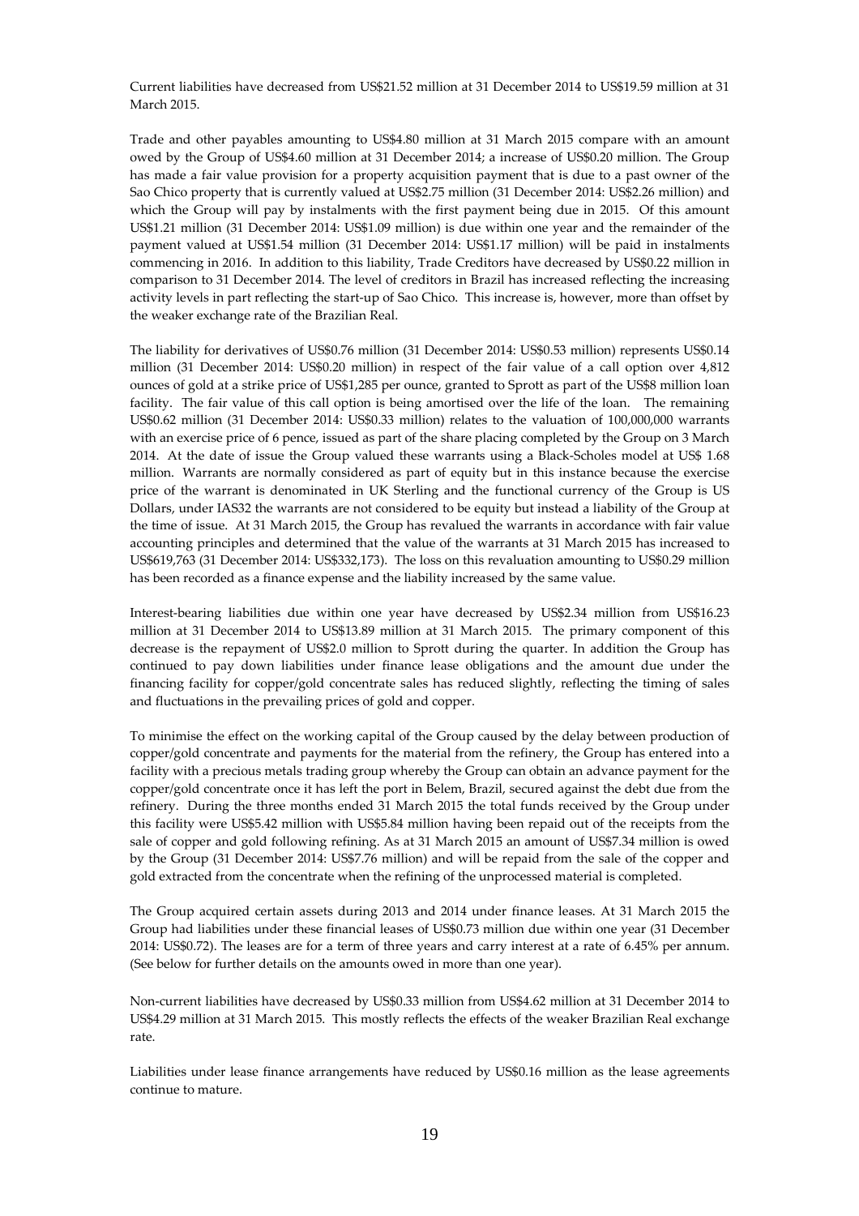Current liabilities have decreased from US$21.52 million at 31 December 2014 to US$19.59 million at 31 March 2015.

Trade and other payables amounting to US$4.80 million at 31 March 2015 compare with an amount owed by the Group of US$4.60 million at 31 December 2014; a increase of US$0.20 million. The Group has made a fair value provision for a property acquisition payment that is due to a past owner of the Sao Chico property that is currently valued at US$2.75 million (31 December 2014: US$2.26 million) and which the Group will pay by instalments with the first payment being due in 2015. Of this amount US$1.21 million (31 December 2014: US$1.09 million) is due within one year and the remainder of the payment valued at US$1.54 million (31 December 2014: US$1.17 million) will be paid in instalments commencing in 2016. In addition to this liability, Trade Creditors have decreased by US$0.22 million in comparison to 31 December 2014. The level of creditors in Brazil has increased reflecting the increasing activity levels in part reflecting the start-up of Sao Chico. This increase is, however, more than offset by the weaker exchange rate of the Brazilian Real.

The liability for derivatives of US$0.76 million (31 December 2014: US$0.53 million) represents US$0.14 million (31 December 2014: US$0.20 million) in respect of the fair value of a call option over 4,812 ounces of gold at a strike price of US$1,285 per ounce, granted to Sprott as part of the US$8 million loan facility. The fair value of this call option is being amortised over the life of the loan. The remaining US$0.62 million (31 December 2014: US$0.33 million) relates to the valuation of 100,000,000 warrants with an exercise price of 6 pence, issued as part of the share placing completed by the Group on 3 March 2014. At the date of issue the Group valued these warrants using a Black-Scholes model at US$ 1.68 million. Warrants are normally considered as part of equity but in this instance because the exercise price of the warrant is denominated in UK Sterling and the functional currency of the Group is US Dollars, under IAS32 the warrants are not considered to be equity but instead a liability of the Group at the time of issue. At 31 March 2015, the Group has revalued the warrants in accordance with fair value accounting principles and determined that the value of the warrants at 31 March 2015 has increased to US$619,763 (31 December 2014: US$332,173). The loss on this revaluation amounting to US$0.29 million has been recorded as a finance expense and the liability increased by the same value.

Interest-bearing liabilities due within one year have decreased by US$2.34 million from US$16.23 million at 31 December 2014 to US$13.89 million at 31 March 2015. The primary component of this decrease is the repayment of US$2.0 million to Sprott during the quarter. In addition the Group has continued to pay down liabilities under finance lease obligations and the amount due under the financing facility for copper/gold concentrate sales has reduced slightly, reflecting the timing of sales and fluctuations in the prevailing prices of gold and copper.

To minimise the effect on the working capital of the Group caused by the delay between production of copper/gold concentrate and payments for the material from the refinery, the Group has entered into a facility with a precious metals trading group whereby the Group can obtain an advance payment for the copper/gold concentrate once it has left the port in Belem, Brazil, secured against the debt due from the refinery. During the three months ended 31 March 2015 the total funds received by the Group under this facility were US$5.42 million with US$5.84 million having been repaid out of the receipts from the sale of copper and gold following refining. As at 31 March 2015 an amount of US$7.34 million is owed by the Group (31 December 2014: US$7.76 million) and will be repaid from the sale of the copper and gold extracted from the concentrate when the refining of the unprocessed material is completed.

The Group acquired certain assets during 2013 and 2014 under finance leases. At 31 March 2015 the Group had liabilities under these financial leases of US$0.73 million due within one year (31 December 2014: US$0.72). The leases are for a term of three years and carry interest at a rate of 6.45% per annum. (See below for further details on the amounts owed in more than one year).

Non-current liabilities have decreased by US$0.33 million from US$4.62 million at 31 December 2014 to US$4.29 million at 31 March 2015. This mostly reflects the effects of the weaker Brazilian Real exchange rate.

Liabilities under lease finance arrangements have reduced by US$0.16 million as the lease agreements continue to mature.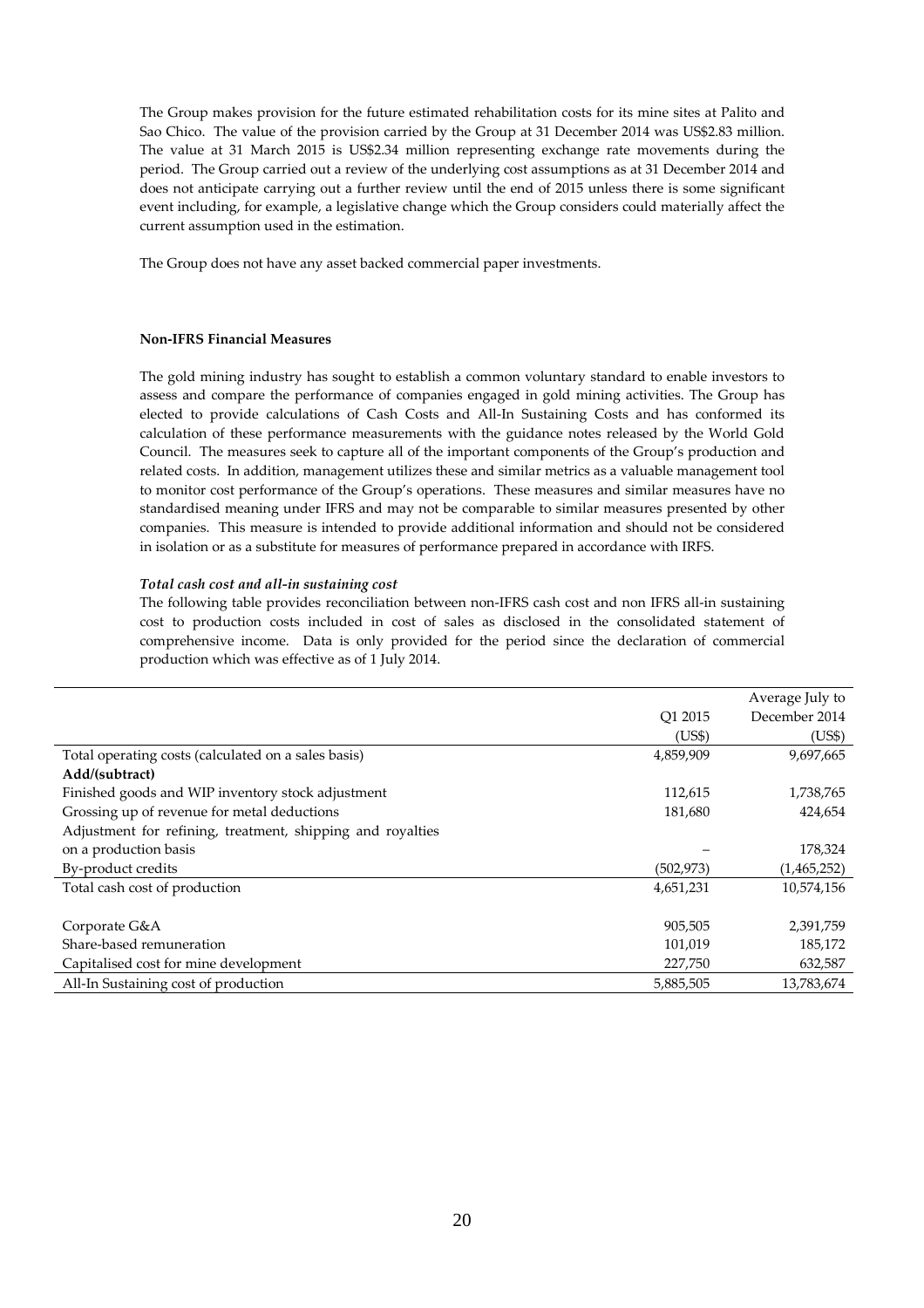The Group makes provision for the future estimated rehabilitation costs for its mine sites at Palito and Sao Chico. The value of the provision carried by the Group at 31 December 2014 was US$2.83 million. The value at 31 March 2015 is US$2.34 million representing exchange rate movements during the period. The Group carried out a review of the underlying cost assumptions as at 31 December 2014 and does not anticipate carrying out a further review until the end of 2015 unless there is some significant event including, for example, a legislative change which the Group considers could materially affect the current assumption used in the estimation.

The Group does not have any asset backed commercial paper investments.

**Non-IFRS Financial Measures**

The gold mining industry has sought to establish a common voluntary standard to enable investors to assess and compare the performance of companies engaged in gold mining activities. The Group has elected to provide calculations of Cash Costs and All-In Sustaining Costs and has conformed its calculation of these performance measurements with the guidance notes released by the World Gold Council. The measures seek to capture all of the important components of the Group's production and related costs. In addition, management utilizes these and similar metrics as a valuable management tool to monitor cost performance of the Group's operations. These measures and similar measures have no standardised meaning under IFRS and may not be comparable to similar measures presented by other companies. This measure is intended to provide additional information and should not be considered in isolation or as a substitute for measures of performance prepared in accordance with IRFS.

***Total cash cost and all-in sustaining cost***

The following table provides reconciliation between non-IFRS cash cost and non IFRS all-in sustaining cost to production costs included in cost of sales as disclosed in the consolidated statement of comprehensive income. Data is only provided for the period since the declaration of commercial production which was effective as of 1 July 2014.

| | Q1 2015 (US$) | Average July to December 2014 (US$) |
|---|---|---|
| Total operating costs (calculated on a sales basis) | 4,859,909 | 9,697,665 |
| **Add/(subtract)** | | |
| Finished goods and WIP inventory stock adjustment | 112,615 | 1,738,765 |
| Grossing up of revenue for metal deductions | 181,680 | 424,654 |
| Adjustment for refining, treatment, shipping and royalties on a production basis | – | 178,324 |
| By-product credits | (502,973) | (1,465,252) |
| Total cash cost of production | 4,651,231 | 10,574,156 |
| | | |
| Corporate G&A | 905,505 | 2,391,759 |
| Share-based remuneration | 101,019 | 185,172 |
| Capitalised cost for mine development | 227,750 | 632,587 |
| All-In Sustaining cost of production | 5,885,505 | 13,783,674 |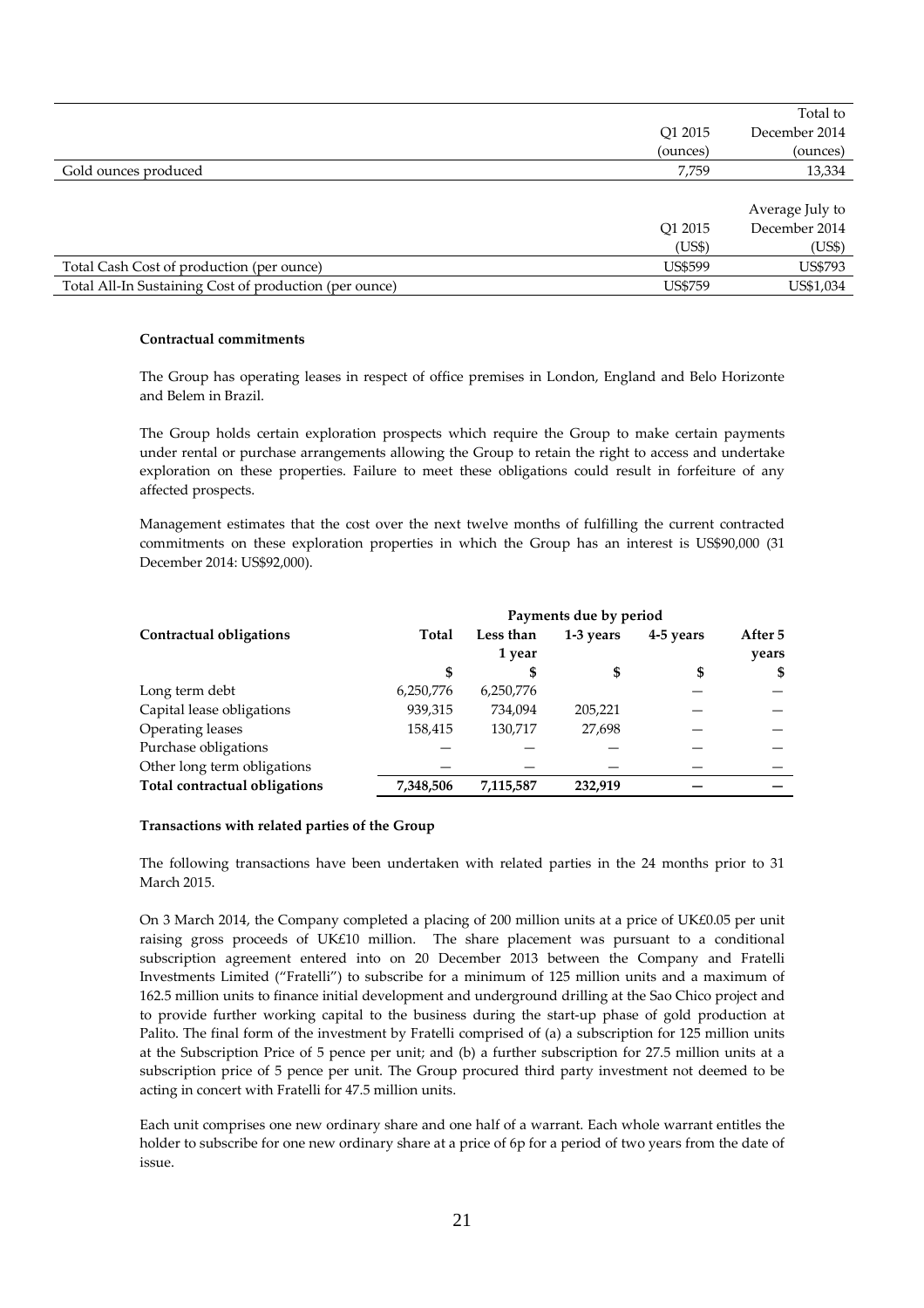| | Q1 2015 (ounces) | Total to December 2014 (ounces) |
|---|---|---|
| Gold ounces produced | 7,759 | 13,334 |

| | Q1 2015 (US$) | Average July to December 2014 (US$) |
|---|---|---|
| Total Cash Cost of production (per ounce) | US$599 | US$793 |
| Total All-In Sustaining Cost of production (per ounce) | US$759 | US$1,034 |

**Contractual commitments**

The Group has operating leases in respect of office premises in London, England and Belo Horizonte and Belem in Brazil.

The Group holds certain exploration prospects which require the Group to make certain payments under rental or purchase arrangements allowing the Group to retain the right to access and undertake exploration on these properties. Failure to meet these obligations could result in forfeiture of any affected prospects.

Management estimates that the cost over the next twelve months of fulfilling the current contracted commitments on these exploration properties in which the Group has an interest is US$90,000 (31 December 2014: US$92,000).

| | Payments due by period | | | | |
|---|---|---|---|---|---|
| **Contractual obligations** | **Total** | **Less than 1 year** | **1-3 years** | **4-5 years** | **After 5 years** |
| | **$** | **$** | **$** | **$** | **$** |
| Long term debt | 6,250,776 | 6,250,776 | | — | — |
| Capital lease obligations | 939,315 | 734,094 | 205,221 | — | — |
| Operating leases | 158,415 | 130,717 | 27,698 | — | — |
| Purchase obligations | — | — | — | — | — |
| Other long term obligations | — | — | — | — | — |
| **Total contractual obligations** | **7,348,506** | **7,115,587** | **232,919** | **—** | **—** |

**Transactions with related parties of the Group**

The following transactions have been undertaken with related parties in the 24 months prior to 31 March 2015.

On 3 March 2014, the Company completed a placing of 200 million units at a price of UK£0.05 per unit raising gross proceeds of UK£10 million. The share placement was pursuant to a conditional subscription agreement entered into on 20 December 2013 between the Company and Fratelli Investments Limited ("Fratelli") to subscribe for a minimum of 125 million units and a maximum of 162.5 million units to finance initial development and underground drilling at the Sao Chico project and to provide further working capital to the business during the start-up phase of gold production at Palito. The final form of the investment by Fratelli comprised of (a) a subscription for 125 million units at the Subscription Price of 5 pence per unit; and (b) a further subscription for 27.5 million units at a subscription price of 5 pence per unit. The Group procured third party investment not deemed to be acting in concert with Fratelli for 47.5 million units.

Each unit comprises one new ordinary share and one half of a warrant. Each whole warrant entitles the holder to subscribe for one new ordinary share at a price of 6p for a period of two years from the date of issue.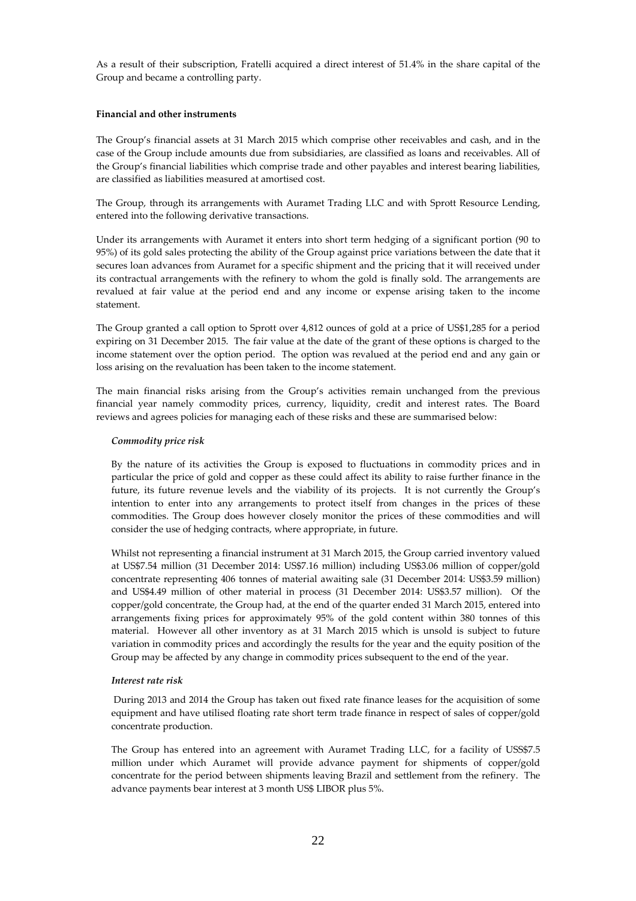As a result of their subscription, Fratelli acquired a direct interest of 51.4% in the share capital of the Group and became a controlling party.

**Financial and other instruments**

The Group's financial assets at 31 March 2015 which comprise other receivables and cash, and in the case of the Group include amounts due from subsidiaries, are classified as loans and receivables. All of the Group's financial liabilities which comprise trade and other payables and interest bearing liabilities, are classified as liabilities measured at amortised cost.

The Group, through its arrangements with Auramet Trading LLC and with Sprott Resource Lending, entered into the following derivative transactions.

Under its arrangements with Auramet it enters into short term hedging of a significant portion (90 to 95%) of its gold sales protecting the ability of the Group against price variations between the date that it secures loan advances from Auramet for a specific shipment and the pricing that it will received under its contractual arrangements with the refinery to whom the gold is finally sold. The arrangements are revalued at fair value at the period end and any income or expense arising taken to the income statement.

The Group granted a call option to Sprott over 4,812 ounces of gold at a price of US$1,285 for a period expiring on 31 December 2015. The fair value at the date of the grant of these options is charged to the income statement over the option period. The option was revalued at the period end and any gain or loss arising on the revaluation has been taken to the income statement.

The main financial risks arising from the Group's activities remain unchanged from the previous financial year namely commodity prices, currency, liquidity, credit and interest rates. The Board reviews and agrees policies for managing each of these risks and these are summarised below:

*Commodity price risk*

By the nature of its activities the Group is exposed to fluctuations in commodity prices and in particular the price of gold and copper as these could affect its ability to raise further finance in the future, its future revenue levels and the viability of its projects. It is not currently the Group's intention to enter into any arrangements to protect itself from changes in the prices of these commodities. The Group does however closely monitor the prices of these commodities and will consider the use of hedging contracts, where appropriate, in future.

Whilst not representing a financial instrument at 31 March 2015, the Group carried inventory valued at US$7.54 million (31 December 2014: US$7.16 million) including US$3.06 million of copper/gold concentrate representing 406 tonnes of material awaiting sale (31 December 2014: US$3.59 million) and US$4.49 million of other material in process (31 December 2014: US$3.57 million). Of the copper/gold concentrate, the Group had, at the end of the quarter ended 31 March 2015, entered into arrangements fixing prices for approximately 95% of the gold content within 380 tonnes of this material. However all other inventory as at 31 March 2015 which is unsold is subject to future variation in commodity prices and accordingly the results for the year and the equity position of the Group may be affected by any change in commodity prices subsequent to the end of the year.

*Interest rate risk*

During 2013 and 2014 the Group has taken out fixed rate finance leases for the acquisition of some equipment and have utilised floating rate short term trade finance in respect of sales of copper/gold concentrate production.

The Group has entered into an agreement with Auramet Trading LLC, for a facility of USS$7.5 million under which Auramet will provide advance payment for shipments of copper/gold concentrate for the period between shipments leaving Brazil and settlement from the refinery. The advance payments bear interest at 3 month US$ LIBOR plus 5%.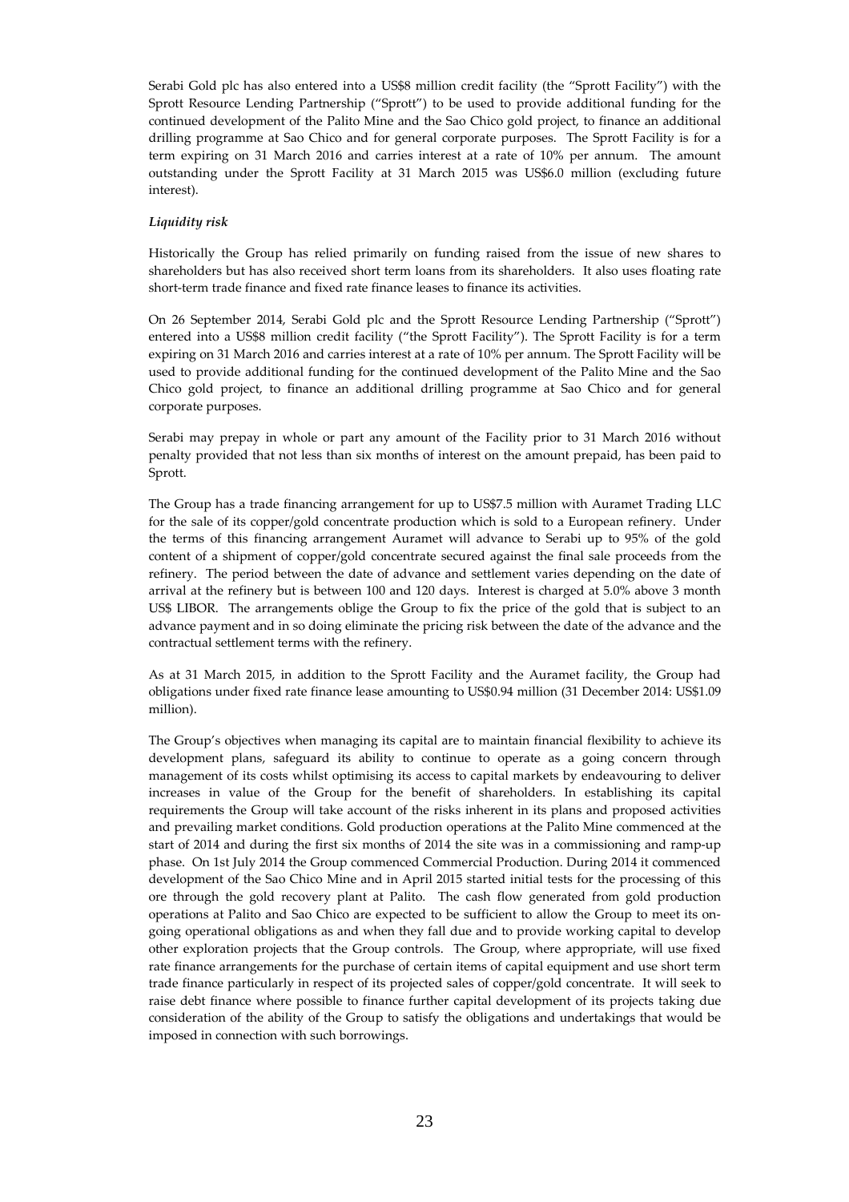Serabi Gold plc has also entered into a US$8 million credit facility (the "Sprott Facility") with the Sprott Resource Lending Partnership ("Sprott") to be used to provide additional funding for the continued development of the Palito Mine and the Sao Chico gold project, to finance an additional drilling programme at Sao Chico and for general corporate purposes. The Sprott Facility is for a term expiring on 31 March 2016 and carries interest at a rate of 10% per annum. The amount outstanding under the Sprott Facility at 31 March 2015 was US$6.0 million (excluding future interest).

***Liquidity risk***

Historically the Group has relied primarily on funding raised from the issue of new shares to shareholders but has also received short term loans from its shareholders. It also uses floating rate short-term trade finance and fixed rate finance leases to finance its activities.

On 26 September 2014, Serabi Gold plc and the Sprott Resource Lending Partnership ("Sprott") entered into a US$8 million credit facility ("the Sprott Facility"). The Sprott Facility is for a term expiring on 31 March 2016 and carries interest at a rate of 10% per annum. The Sprott Facility will be used to provide additional funding for the continued development of the Palito Mine and the Sao Chico gold project, to finance an additional drilling programme at Sao Chico and for general corporate purposes.

Serabi may prepay in whole or part any amount of the Facility prior to 31 March 2016 without penalty provided that not less than six months of interest on the amount prepaid, has been paid to Sprott.

The Group has a trade financing arrangement for up to US$7.5 million with Auramet Trading LLC for the sale of its copper/gold concentrate production which is sold to a European refinery. Under the terms of this financing arrangement Auramet will advance to Serabi up to 95% of the gold content of a shipment of copper/gold concentrate secured against the final sale proceeds from the refinery. The period between the date of advance and settlement varies depending on the date of arrival at the refinery but is between 100 and 120 days. Interest is charged at 5.0% above 3 month US$ LIBOR. The arrangements oblige the Group to fix the price of the gold that is subject to an advance payment and in so doing eliminate the pricing risk between the date of the advance and the contractual settlement terms with the refinery.

As at 31 March 2015, in addition to the Sprott Facility and the Auramet facility, the Group had obligations under fixed rate finance lease amounting to US$0.94 million (31 December 2014: US$1.09 million).

The Group's objectives when managing its capital are to maintain financial flexibility to achieve its development plans, safeguard its ability to continue to operate as a going concern through management of its costs whilst optimising its access to capital markets by endeavouring to deliver increases in value of the Group for the benefit of shareholders. In establishing its capital requirements the Group will take account of the risks inherent in its plans and proposed activities and prevailing market conditions. Gold production operations at the Palito Mine commenced at the start of 2014 and during the first six months of 2014 the site was in a commissioning and ramp-up phase. On 1st July 2014 the Group commenced Commercial Production. During 2014 it commenced development of the Sao Chico Mine and in April 2015 started initial tests for the processing of this ore through the gold recovery plant at Palito. The cash flow generated from gold production operations at Palito and Sao Chico are expected to be sufficient to allow the Group to meet its on-going operational obligations as and when they fall due and to provide working capital to develop other exploration projects that the Group controls. The Group, where appropriate, will use fixed rate finance arrangements for the purchase of certain items of capital equipment and use short term trade finance particularly in respect of its projected sales of copper/gold concentrate. It will seek to raise debt finance where possible to finance further capital development of its projects taking due consideration of the ability of the Group to satisfy the obligations and undertakings that would be imposed in connection with such borrowings.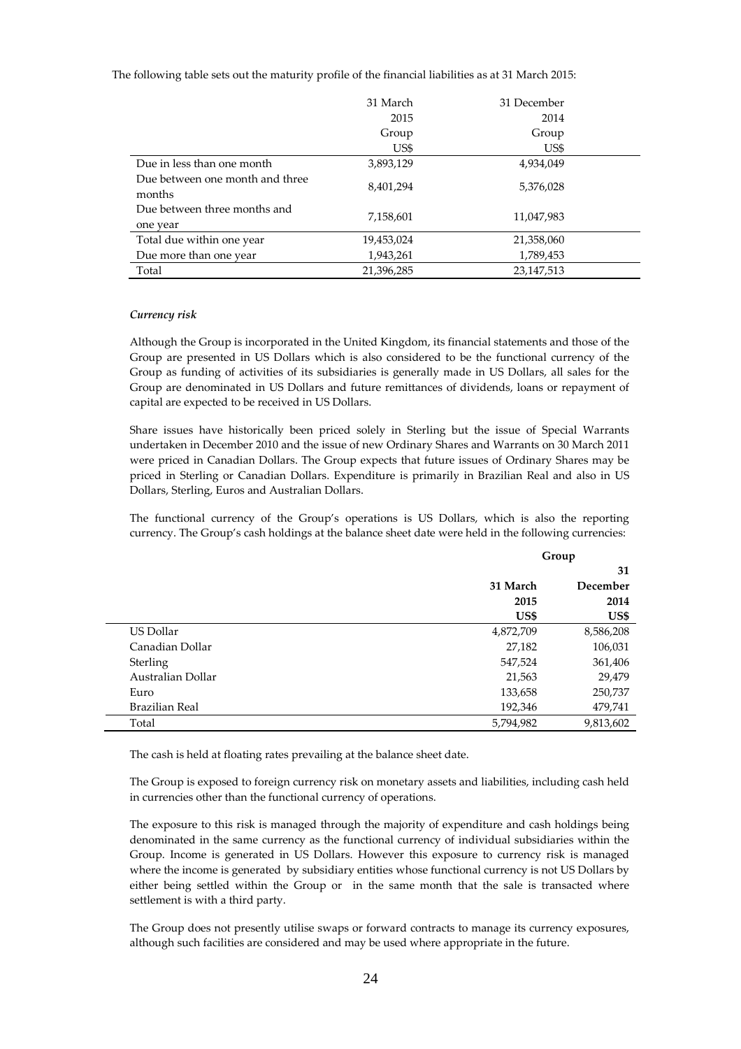The following table sets out the maturity profile of the financial liabilities as at 31 March 2015:

| | 31 March 2015 Group US$ | 31 December 2014 Group US$ |
|---|---|---|
| Due in less than one month | 3,893,129 | 4,934,049 |
| Due between one month and three months | 8,401,294 | 5,376,028 |
| Due between three months and one year | 7,158,601 | 11,047,983 |
| Total due within one year | 19,453,024 | 21,358,060 |
| Due more than one year | 1,943,261 | 1,789,453 |
| Total | 21,396,285 | 23,147,513 |

*Currency risk*

Although the Group is incorporated in the United Kingdom, its financial statements and those of the Group are presented in US Dollars which is also considered to be the functional currency of the Group as funding of activities of its subsidiaries is generally made in US Dollars, all sales for the Group are denominated in US Dollars and future remittances of dividends, loans or repayment of capital are expected to be received in US Dollars.

Share issues have historically been priced solely in Sterling but the issue of Special Warrants undertaken in December 2010 and the issue of new Ordinary Shares and Warrants on 30 March 2011 were priced in Canadian Dollars. The Group expects that future issues of Ordinary Shares may be priced in Sterling or Canadian Dollars. Expenditure is primarily in Brazilian Real and also in US Dollars, Sterling, Euros and Australian Dollars.

The functional currency of the Group's operations is US Dollars, which is also the reporting currency. The Group's cash holdings at the balance sheet date were held in the following currencies:

| | Group | |
|---|---|---|
| | **31 March 2015 US$** | **31 December 2014 US$** |
| US Dollar | 4,872,709 | 8,586,208 |
| Canadian Dollar | 27,182 | 106,031 |
| Sterling | 547,524 | 361,406 |
| Australian Dollar | 21,563 | 29,479 |
| Euro | 133,658 | 250,737 |
| Brazilian Real | 192,346 | 479,741 |
| Total | 5,794,982 | 9,813,602 |

The cash is held at floating rates prevailing at the balance sheet date.

The Group is exposed to foreign currency risk on monetary assets and liabilities, including cash held in currencies other than the functional currency of operations.

The exposure to this risk is managed through the majority of expenditure and cash holdings being denominated in the same currency as the functional currency of individual subsidiaries within the Group. Income is generated in US Dollars. However this exposure to currency risk is managed where the income is generated by subsidiary entities whose functional currency is not US Dollars by either being settled within the Group or in the same month that the sale is transacted where settlement is with a third party.

The Group does not presently utilise swaps or forward contracts to manage its currency exposures, although such facilities are considered and may be used where appropriate in the future.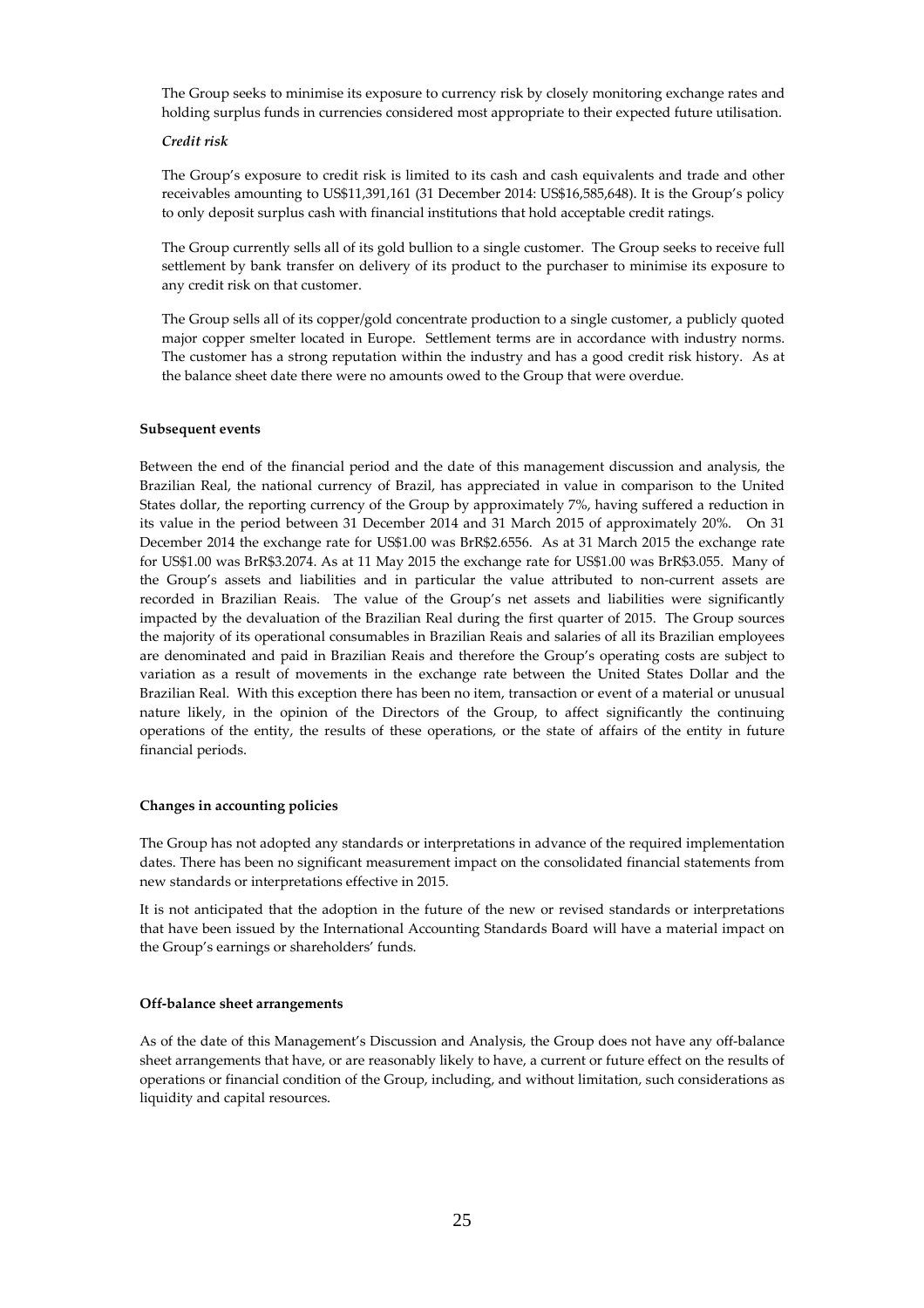The Group seeks to minimise its exposure to currency risk by closely monitoring exchange rates and holding surplus funds in currencies considered most appropriate to their expected future utilisation.

***Credit risk***

The Group's exposure to credit risk is limited to its cash and cash equivalents and trade and other receivables amounting to US$11,391,161 (31 December 2014: US$16,585,648). It is the Group's policy to only deposit surplus cash with financial institutions that hold acceptable credit ratings.

The Group currently sells all of its gold bullion to a single customer. The Group seeks to receive full settlement by bank transfer on delivery of its product to the purchaser to minimise its exposure to any credit risk on that customer.

The Group sells all of its copper/gold concentrate production to a single customer, a publicly quoted major copper smelter located in Europe. Settlement terms are in accordance with industry norms. The customer has a strong reputation within the industry and has a good credit risk history. As at the balance sheet date there were no amounts owed to the Group that were overdue.

**Subsequent events**

Between the end of the financial period and the date of this management discussion and analysis, the Brazilian Real, the national currency of Brazil, has appreciated in value in comparison to the United States dollar, the reporting currency of the Group by approximately 7%, having suffered a reduction in its value in the period between 31 December 2014 and 31 March 2015 of approximately 20%. On 31 December 2014 the exchange rate for US$1.00 was BrR$2.6556. As at 31 March 2015 the exchange rate for US$1.00 was BrR$3.2074. As at 11 May 2015 the exchange rate for US$1.00 was BrR$3.055. Many of the Group's assets and liabilities and in particular the value attributed to non-current assets are recorded in Brazilian Reais. The value of the Group's net assets and liabilities were significantly impacted by the devaluation of the Brazilian Real during the first quarter of 2015. The Group sources the majority of its operational consumables in Brazilian Reais and salaries of all its Brazilian employees are denominated and paid in Brazilian Reais and therefore the Group's operating costs are subject to variation as a result of movements in the exchange rate between the United States Dollar and the Brazilian Real. With this exception there has been no item, transaction or event of a material or unusual nature likely, in the opinion of the Directors of the Group, to affect significantly the continuing operations of the entity, the results of these operations, or the state of affairs of the entity in future financial periods.

**Changes in accounting policies**

The Group has not adopted any standards or interpretations in advance of the required implementation dates. There has been no significant measurement impact on the consolidated financial statements from new standards or interpretations effective in 2015.

It is not anticipated that the adoption in the future of the new or revised standards or interpretations that have been issued by the International Accounting Standards Board will have a material impact on the Group's earnings or shareholders' funds.

**Off-balance sheet arrangements**

As of the date of this Management's Discussion and Analysis, the Group does not have any off-balance sheet arrangements that have, or are reasonably likely to have, a current or future effect on the results of operations or financial condition of the Group, including, and without limitation, such considerations as liquidity and capital resources.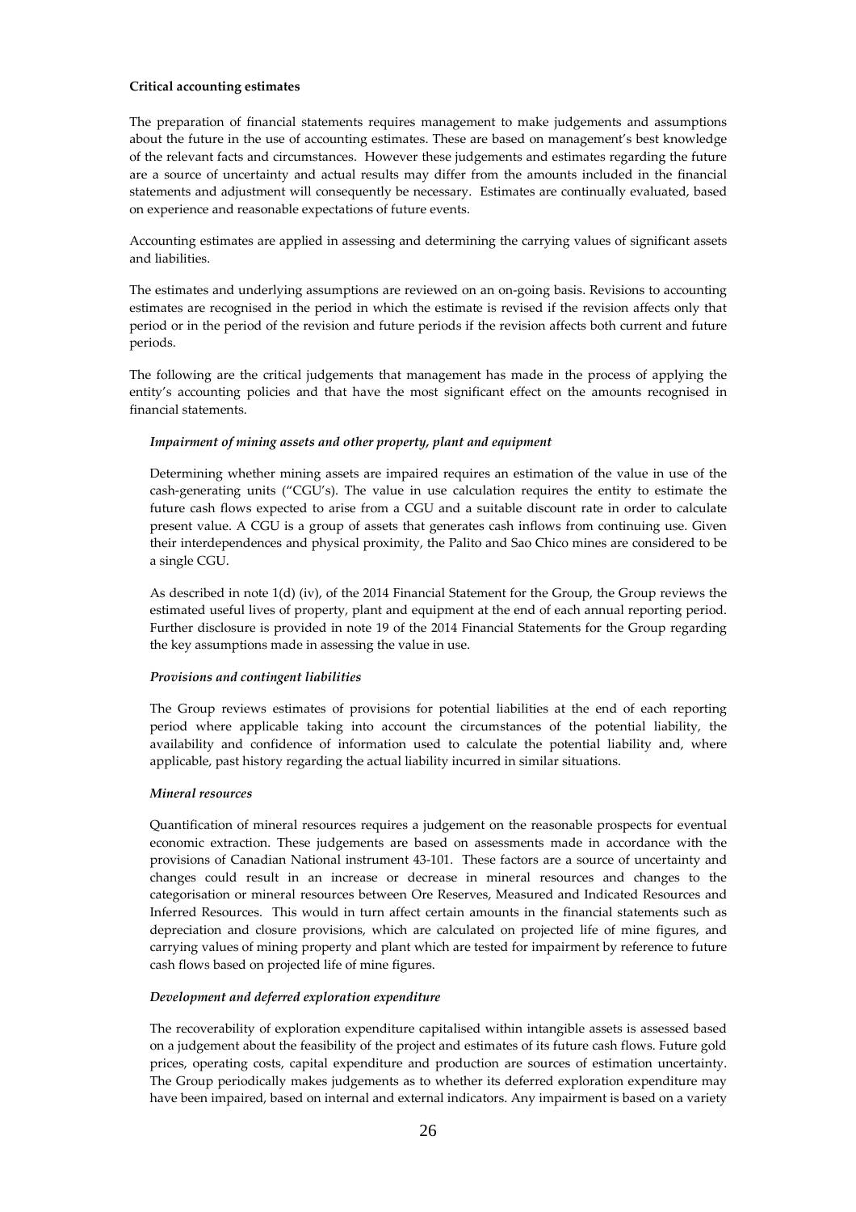**Critical accounting estimates**

The preparation of financial statements requires management to make judgements and assumptions about the future in the use of accounting estimates. These are based on management's best knowledge of the relevant facts and circumstances. However these judgements and estimates regarding the future are a source of uncertainty and actual results may differ from the amounts included in the financial statements and adjustment will consequently be necessary. Estimates are continually evaluated, based on experience and reasonable expectations of future events.

Accounting estimates are applied in assessing and determining the carrying values of significant assets and liabilities.

The estimates and underlying assumptions are reviewed on an on-going basis. Revisions to accounting estimates are recognised in the period in which the estimate is revised if the revision affects only that period or in the period of the revision and future periods if the revision affects both current and future periods.

The following are the critical judgements that management has made in the process of applying the entity's accounting policies and that have the most significant effect on the amounts recognised in financial statements.

*Impairment of mining assets and other property, plant and equipment*

Determining whether mining assets are impaired requires an estimation of the value in use of the cash-generating units ("CGU's). The value in use calculation requires the entity to estimate the future cash flows expected to arise from a CGU and a suitable discount rate in order to calculate present value. A CGU is a group of assets that generates cash inflows from continuing use. Given their interdependences and physical proximity, the Palito and Sao Chico mines are considered to be a single CGU.

As described in note 1(d) (iv), of the 2014 Financial Statement for the Group, the Group reviews the estimated useful lives of property, plant and equipment at the end of each annual reporting period. Further disclosure is provided in note 19 of the 2014 Financial Statements for the Group regarding the key assumptions made in assessing the value in use.

*Provisions and contingent liabilities*

The Group reviews estimates of provisions for potential liabilities at the end of each reporting period where applicable taking into account the circumstances of the potential liability, the availability and confidence of information used to calculate the potential liability and, where applicable, past history regarding the actual liability incurred in similar situations.

*Mineral resources*

Quantification of mineral resources requires a judgement on the reasonable prospects for eventual economic extraction. These judgements are based on assessments made in accordance with the provisions of Canadian National instrument 43-101. These factors are a source of uncertainty and changes could result in an increase or decrease in mineral resources and changes to the categorisation or mineral resources between Ore Reserves, Measured and Indicated Resources and Inferred Resources. This would in turn affect certain amounts in the financial statements such as depreciation and closure provisions, which are calculated on projected life of mine figures, and carrying values of mining property and plant which are tested for impairment by reference to future cash flows based on projected life of mine figures.

*Development and deferred exploration expenditure*

The recoverability of exploration expenditure capitalised within intangible assets is assessed based on a judgement about the feasibility of the project and estimates of its future cash flows. Future gold prices, operating costs, capital expenditure and production are sources of estimation uncertainty. The Group periodically makes judgements as to whether its deferred exploration expenditure may have been impaired, based on internal and external indicators. Any impairment is based on a variety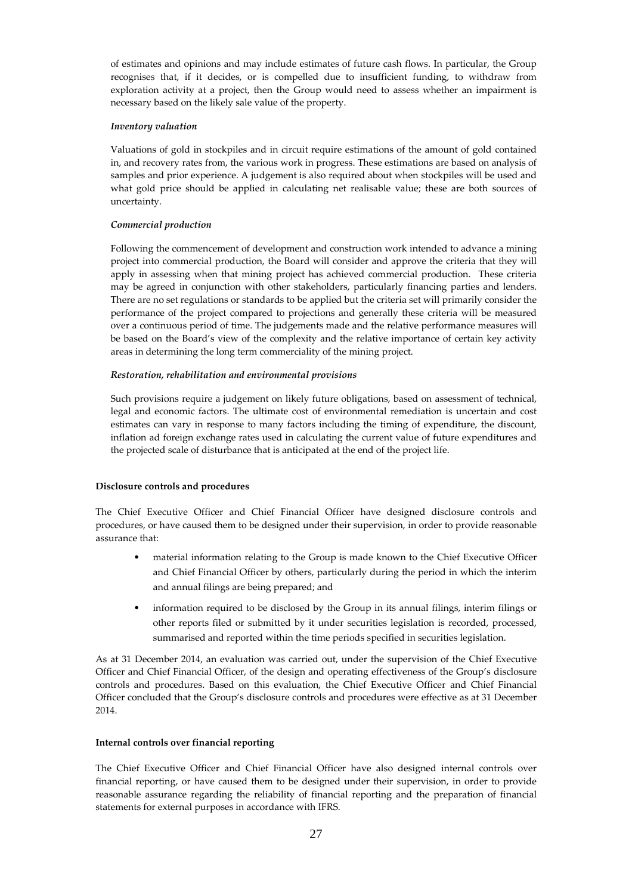of estimates and opinions and may include estimates of future cash flows. In particular, the Group recognises that, if it decides, or is compelled due to insufficient funding, to withdraw from exploration activity at a project, then the Group would need to assess whether an impairment is necessary based on the likely sale value of the property.

*Inventory valuation*

Valuations of gold in stockpiles and in circuit require estimations of the amount of gold contained in, and recovery rates from, the various work in progress. These estimations are based on analysis of samples and prior experience. A judgement is also required about when stockpiles will be used and what gold price should be applied in calculating net realisable value; these are both sources of uncertainty.

*Commercial production*

Following the commencement of development and construction work intended to advance a mining project into commercial production, the Board will consider and approve the criteria that they will apply in assessing when that mining project has achieved commercial production. These criteria may be agreed in conjunction with other stakeholders, particularly financing parties and lenders. There are no set regulations or standards to be applied but the criteria set will primarily consider the performance of the project compared to projections and generally these criteria will be measured over a continuous period of time. The judgements made and the relative performance measures will be based on the Board's view of the complexity and the relative importance of certain key activity areas in determining the long term commerciality of the mining project.

*Restoration, rehabilitation and environmental provisions*

Such provisions require a judgement on likely future obligations, based on assessment of technical, legal and economic factors. The ultimate cost of environmental remediation is uncertain and cost estimates can vary in response to many factors including the timing of expenditure, the discount, inflation ad foreign exchange rates used in calculating the current value of future expenditures and the projected scale of disturbance that is anticipated at the end of the project life.

**Disclosure controls and procedures**

The Chief Executive Officer and Chief Financial Officer have designed disclosure controls and procedures, or have caused them to be designed under their supervision, in order to provide reasonable assurance that:

- material information relating to the Group is made known to the Chief Executive Officer and Chief Financial Officer by others, particularly during the period in which the interim and annual filings are being prepared; and
- information required to be disclosed by the Group in its annual filings, interim filings or other reports filed or submitted by it under securities legislation is recorded, processed, summarised and reported within the time periods specified in securities legislation.

As at 31 December 2014, an evaluation was carried out, under the supervision of the Chief Executive Officer and Chief Financial Officer, of the design and operating effectiveness of the Group's disclosure controls and procedures. Based on this evaluation, the Chief Executive Officer and Chief Financial Officer concluded that the Group's disclosure controls and procedures were effective as at 31 December 2014.

**Internal controls over financial reporting**

The Chief Executive Officer and Chief Financial Officer have also designed internal controls over financial reporting, or have caused them to be designed under their supervision, in order to provide reasonable assurance regarding the reliability of financial reporting and the preparation of financial statements for external purposes in accordance with IFRS.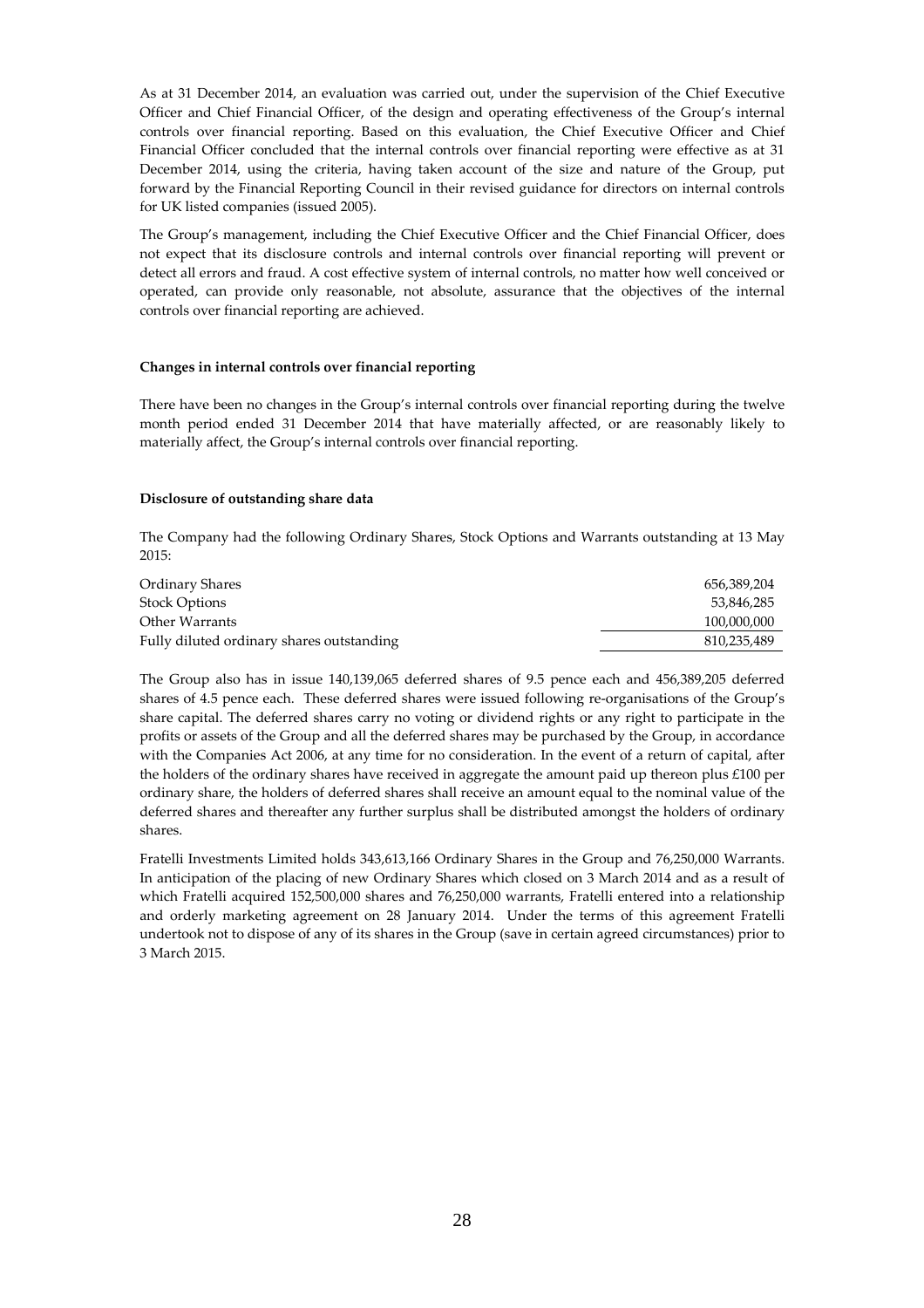As at 31 December 2014, an evaluation was carried out, under the supervision of the Chief Executive Officer and Chief Financial Officer, of the design and operating effectiveness of the Group's internal controls over financial reporting. Based on this evaluation, the Chief Executive Officer and Chief Financial Officer concluded that the internal controls over financial reporting were effective as at 31 December 2014, using the criteria, having taken account of the size and nature of the Group, put forward by the Financial Reporting Council in their revised guidance for directors on internal controls for UK listed companies (issued 2005).

The Group's management, including the Chief Executive Officer and the Chief Financial Officer, does not expect that its disclosure controls and internal controls over financial reporting will prevent or detect all errors and fraud. A cost effective system of internal controls, no matter how well conceived or operated, can provide only reasonable, not absolute, assurance that the objectives of the internal controls over financial reporting are achieved.

**Changes in internal controls over financial reporting**

There have been no changes in the Group's internal controls over financial reporting during the twelve month period ended 31 December 2014 that have materially affected, or are reasonably likely to materially affect, the Group's internal controls over financial reporting.

**Disclosure of outstanding share data**

The Company had the following Ordinary Shares, Stock Options and Warrants outstanding at 13 May 2015:

| | |
|---|---|
| Ordinary Shares | 656,389,204 |
| Stock Options | 53,846,285 |
| Other Warrants | 100,000,000 |
| Fully diluted ordinary shares outstanding | 810,235,489 |

The Group also has in issue 140,139,065 deferred shares of 9.5 pence each and 456,389,205 deferred shares of 4.5 pence each. These deferred shares were issued following re-organisations of the Group's share capital. The deferred shares carry no voting or dividend rights or any right to participate in the profits or assets of the Group and all the deferred shares may be purchased by the Group, in accordance with the Companies Act 2006, at any time for no consideration. In the event of a return of capital, after the holders of the ordinary shares have received in aggregate the amount paid up thereon plus £100 per ordinary share, the holders of deferred shares shall receive an amount equal to the nominal value of the deferred shares and thereafter any further surplus shall be distributed amongst the holders of ordinary shares.

Fratelli Investments Limited holds 343,613,166 Ordinary Shares in the Group and 76,250,000 Warrants. In anticipation of the placing of new Ordinary Shares which closed on 3 March 2014 and as a result of which Fratelli acquired 152,500,000 shares and 76,250,000 warrants, Fratelli entered into a relationship and orderly marketing agreement on 28 January 2014. Under the terms of this agreement Fratelli undertook not to dispose of any of its shares in the Group (save in certain agreed circumstances) prior to 3 March 2015.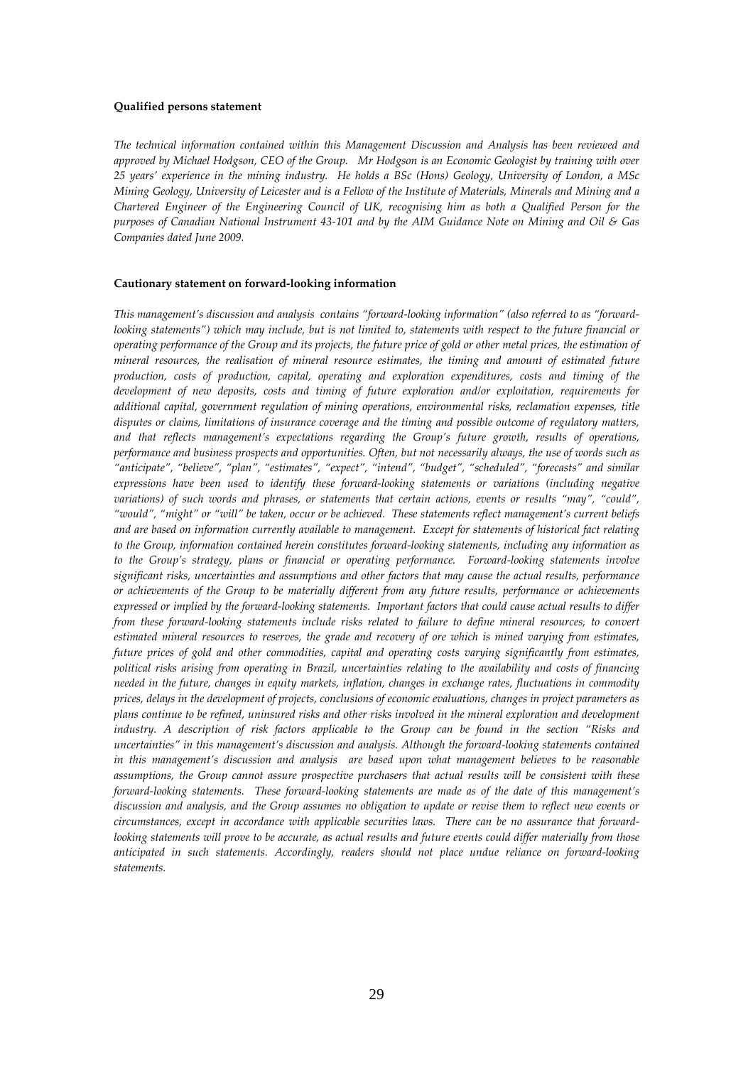**Qualified persons statement**

*The technical information contained within this Management Discussion and Analysis has been reviewed and approved by Michael Hodgson, CEO of the Group. Mr Hodgson is an Economic Geologist by training with over 25 years' experience in the mining industry. He holds a BSc (Hons) Geology, University of London, a MSc Mining Geology, University of Leicester and is a Fellow of the Institute of Materials, Minerals and Mining and a Chartered Engineer of the Engineering Council of UK, recognising him as both a Qualified Person for the purposes of Canadian National Instrument 43-101 and by the AIM Guidance Note on Mining and Oil & Gas Companies dated June 2009.*

**Cautionary statement on forward-looking information**

*This management's discussion and analysis contains "forward-looking information" (also referred to as "forward-looking statements") which may include, but is not limited to, statements with respect to the future financial or operating performance of the Group and its projects, the future price of gold or other metal prices, the estimation of mineral resources, the realisation of mineral resource estimates, the timing and amount of estimated future production, costs of production, capital, operating and exploration expenditures, costs and timing of the development of new deposits, costs and timing of future exploration and/or exploitation, requirements for additional capital, government regulation of mining operations, environmental risks, reclamation expenses, title disputes or claims, limitations of insurance coverage and the timing and possible outcome of regulatory matters, and that reflects management's expectations regarding the Group's future growth, results of operations, performance and business prospects and opportunities. Often, but not necessarily always, the use of words such as "anticipate", "believe", "plan", "estimates", "expect", "intend", "budget", "scheduled", "forecasts" and similar expressions have been used to identify these forward-looking statements or variations (including negative variations) of such words and phrases, or statements that certain actions, events or results "may", "could", "would", "might" or "will" be taken, occur or be achieved. These statements reflect management's current beliefs and are based on information currently available to management. Except for statements of historical fact relating to the Group, information contained herein constitutes forward-looking statements, including any information as to the Group's strategy, plans or financial or operating performance. Forward-looking statements involve significant risks, uncertainties and assumptions and other factors that may cause the actual results, performance or achievements of the Group to be materially different from any future results, performance or achievements expressed or implied by the forward-looking statements. Important factors that could cause actual results to differ from these forward-looking statements include risks related to failure to define mineral resources, to convert estimated mineral resources to reserves, the grade and recovery of ore which is mined varying from estimates, future prices of gold and other commodities, capital and operating costs varying significantly from estimates, political risks arising from operating in Brazil, uncertainties relating to the availability and costs of financing needed in the future, changes in equity markets, inflation, changes in exchange rates, fluctuations in commodity prices, delays in the development of projects, conclusions of economic evaluations, changes in project parameters as plans continue to be refined, uninsured risks and other risks involved in the mineral exploration and development industry. A description of risk factors applicable to the Group can be found in the section "Risks and uncertainties" in this management's discussion and analysis. Although the forward-looking statements contained in this management's discussion and analysis are based upon what management believes to be reasonable assumptions, the Group cannot assure prospective purchasers that actual results will be consistent with these forward-looking statements. These forward-looking statements are made as of the date of this management's discussion and analysis, and the Group assumes no obligation to update or revise them to reflect new events or circumstances, except in accordance with applicable securities laws. There can be no assurance that forward-looking statements will prove to be accurate, as actual results and future events could differ materially from those anticipated in such statements. Accordingly, readers should not place undue reliance on forward-looking statements.*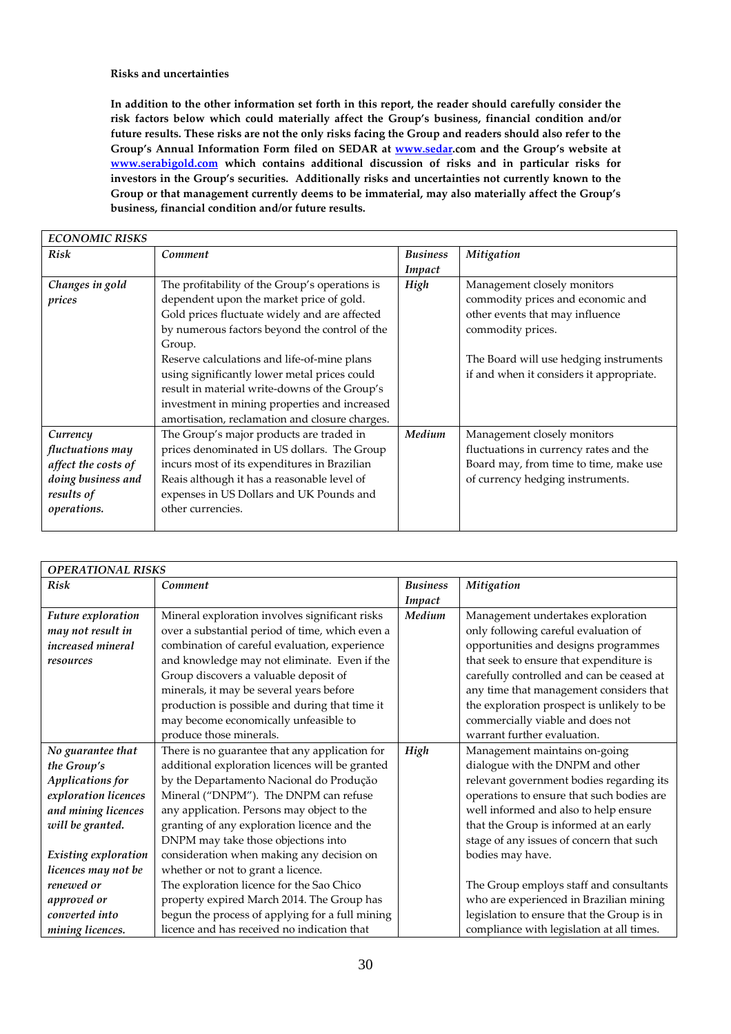**Risks and uncertainties**

**In addition to the other information set forth in this report, the reader should carefully consider the risk factors below which could materially affect the Group's business, financial condition and/or future results. These risks are not the only risks facing the Group and readers should also refer to the Group's Annual Information Form filed on SEDAR at [www.sedar](http://www.sedar).com and the Group's website at [www.serabigold.com](http://www.serabigold.com) which contains additional discussion of risks and in particular risks for investors in the Group's securities. Additionally risks and uncertainties not currently known to the Group or that management currently deems to be immaterial, may also materially affect the Group's business, financial condition and/or future results.**

| *ECONOMIC RISKS* | | | |
|---|---|---|---|
| ***Risk*** | ***Comment*** | ***Business Impact*** | ***Mitigation*** |
| *Changes in gold prices* | The profitability of the Group's operations is dependent upon the market price of gold. Gold prices fluctuate widely and are affected by numerous factors beyond the control of the Group.<br>Reserve calculations and life-of-mine plans using significantly lower metal prices could result in material write-downs of the Group's investment in mining properties and increased amortisation, reclamation and closure charges. | ***High*** | Management closely monitors commodity prices and economic and other events that may influence commodity prices.<br><br>The Board will use hedging instruments if and when it considers it appropriate. |
| *Currency fluctuations may affect the costs of doing business and results of operations.* | The Group's major products are traded in prices denominated in US dollars. The Group incurs most of its expenditures in Brazilian Reais although it has a reasonable level of expenses in US Dollars and UK Pounds and other currencies. | ***Medium*** | Management closely monitors fluctuations in currency rates and the Board may, from time to time, make use of currency hedging instruments. |

| *OPERATIONAL RISKS* | | | |
|---|---|---|---|
| ***Risk*** | ***Comment*** | ***Business Impact*** | ***Mitigation*** |
| ***Future exploration may not result in increased mineral resources*** | Mineral exploration involves significant risks over a substantial period of time, which even a combination of careful evaluation, experience and knowledge may not eliminate. Even if the Group discovers a valuable deposit of minerals, it may be several years before production is possible and during that time it may become economically unfeasible to produce those minerals. | ***Medium*** | Management undertakes exploration only following careful evaluation of opportunities and designs programmes that seek to ensure that expenditure is carefully controlled and can be ceased at any time that management considers that the exploration prospect is unlikely to be commercially viable and does not warrant further evaluation. |
| ***No guarantee that the Group's Applications for exploration licences and mining licences will be granted.***<br><br>***Existing exploration licences may not be renewed or approved or converted into mining licences.*** | There is no guarantee that any application for additional exploration licences will be granted by the Departamento Nacional do Produção Mineral ("DNPM"). The DNPM can refuse any application. Persons may object to the granting of any exploration licence and the DNPM may take those objections into consideration when making any decision on whether or not to grant a licence.<br>The exploration licence for the Sao Chico property expired March 2014. The Group has begun the process of applying for a full mining licence and has received no indication that | ***High*** | Management maintains on-going dialogue with the DNPM and other relevant government bodies regarding its operations to ensure that such bodies are well informed and also to help ensure that the Group is informed at an early stage of any issues of concern that such bodies may have.<br><br>The Group employs staff and consultants who are experienced in Brazilian mining legislation to ensure that the Group is in compliance with legislation at all times. |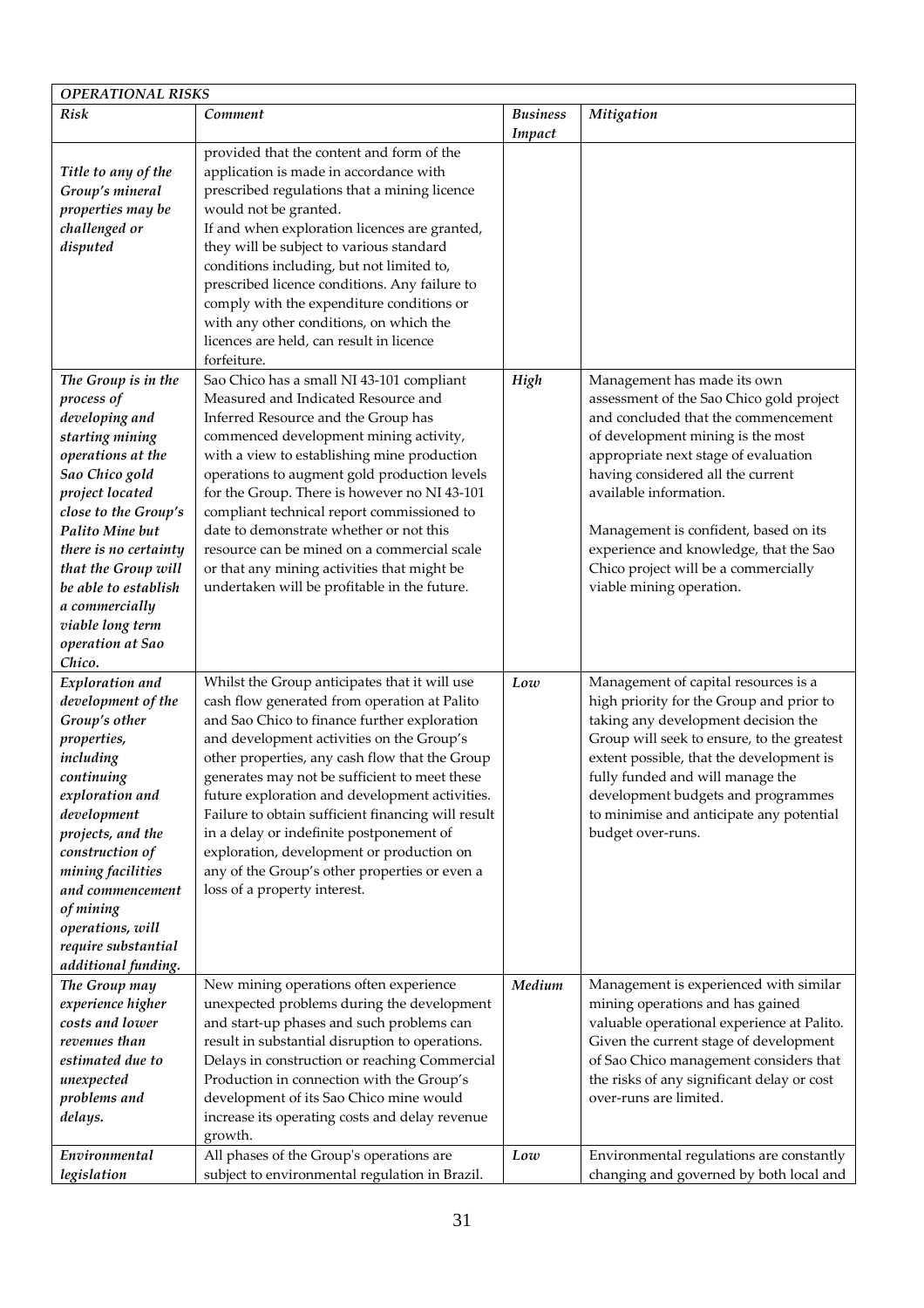| *OPERATIONAL RISKS* | | | |
|---|---|---|---|
| ***Risk*** | ***Comment*** | ***Business Impact*** | ***Mitigation*** |
| *Title to any of the Group's mineral properties may be challenged or disputed* | provided that the content and form of the application is made in accordance with prescribed regulations that a mining licence would not be granted. If and when exploration licences are granted, they will be subject to various standard conditions including, but not limited to, prescribed licence conditions. Any failure to comply with the expenditure conditions or with any other conditions, on which the licences are held, can result in licence forfeiture. | | |
| *The Group is in the process of developing and starting mining operations at the Sao Chico gold project located close to the Group's Palito Mine but there is no certainty that the Group will be able to establish a commercially viable long term operation at Sao Chico.* | Sao Chico has a small NI 43-101 compliant Measured and Indicated Resource and Inferred Resource and the Group has commenced development mining activity, with a view to establishing mine production operations to augment gold production levels for the Group. There is however no NI 43-101 compliant technical report commissioned to date to demonstrate whether or not this resource can be mined on a commercial scale or that any mining activities that might be undertaken will be profitable in the future. | *High* | Management has made its own assessment of the Sao Chico gold project and concluded that the commencement of development mining is the most appropriate next stage of evaluation having considered all the current available information.<br><br>Management is confident, based on its experience and knowledge, that the Sao Chico project will be a commercially viable mining operation. |
| *Exploration and development of the Group's other properties, including continuing exploration and development projects, and the construction of mining facilities and commencement of mining operations, will require substantial additional funding.* | Whilst the Group anticipates that it will use cash flow generated from operation at Palito and Sao Chico to finance further exploration and development activities on the Group's other properties, any cash flow that the Group generates may not be sufficient to meet these future exploration and development activities. Failure to obtain sufficient financing will result in a delay or indefinite postponement of exploration, development or production on any of the Group's other properties or even a loss of a property interest. | *Low* | Management of capital resources is a high priority for the Group and prior to taking any development decision the Group will seek to ensure, to the greatest extent possible, that the development is fully funded and will manage the development budgets and programmes to minimise and anticipate any potential budget over-runs. |
| *The Group may experience higher costs and lower revenues than estimated due to unexpected problems and delays.* | New mining operations often experience unexpected problems during the development and start-up phases and such problems can result in substantial disruption to operations. Delays in construction or reaching Commercial Production in connection with the Group's development of its Sao Chico mine would increase its operating costs and delay revenue growth. | *Medium* | Management is experienced with similar mining operations and has gained valuable operational experience at Palito. Given the current stage of development of Sao Chico management considers that the risks of any significant delay or cost over-runs are limited. |
| *Environmental legislation* | All phases of the Group's operations are subject to environmental regulation in Brazil. | *Low* | Environmental regulations are constantly changing and governed by both local and |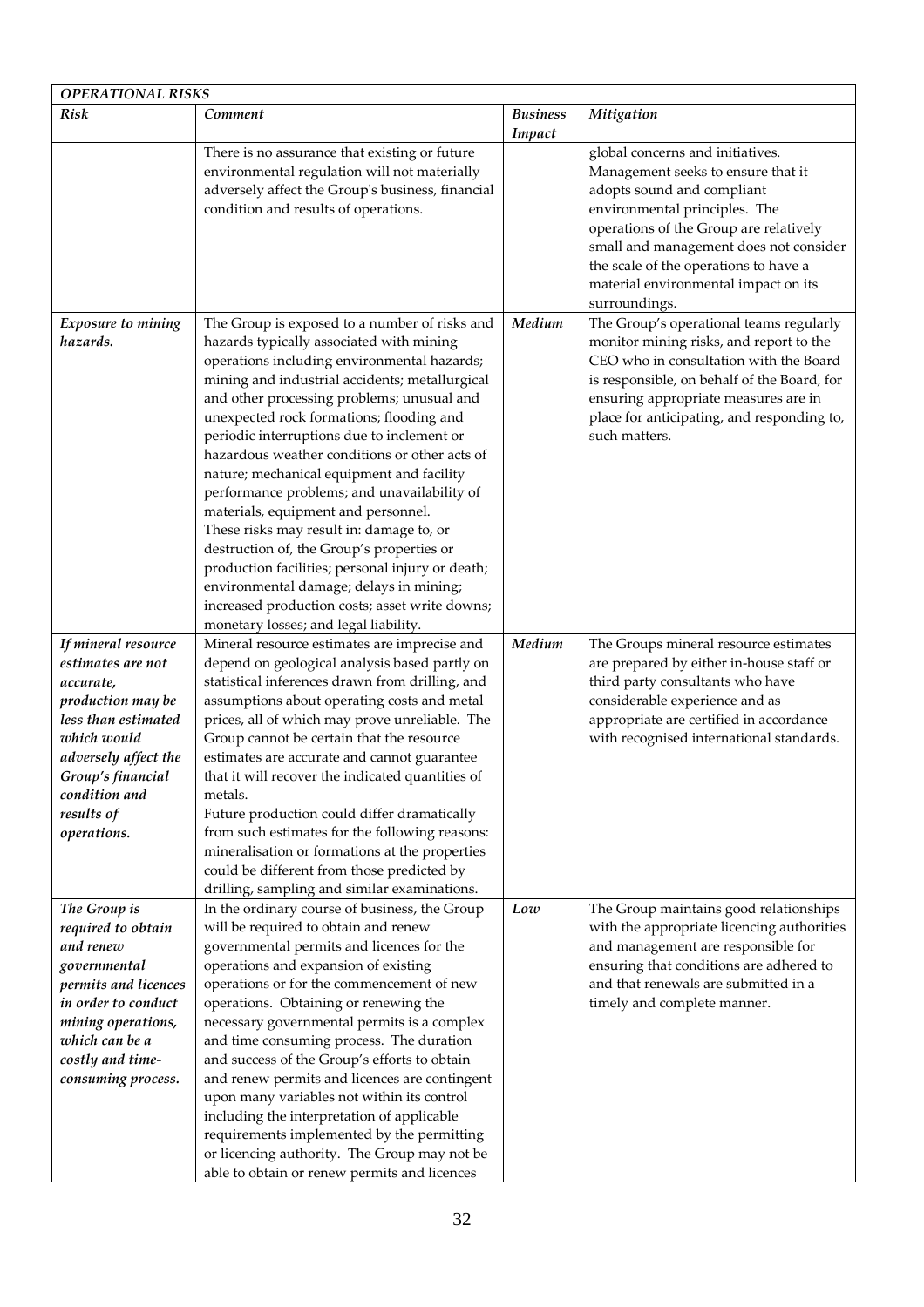| *OPERATIONAL RISKS* | | | |
|---|---|---|---|
| ***Risk*** | ***Comment*** | ***Business Impact*** | ***Mitigation*** |
| | There is no assurance that existing or future environmental regulation will not materially adversely affect the Group's business, financial condition and results of operations. | | global concerns and initiatives. Management seeks to ensure that it adopts sound and compliant environmental principles. The operations of the Group are relatively small and management does not consider the scale of the operations to have a material environmental impact on its surroundings. |
| *Exposure to mining hazards.* | The Group is exposed to a number of risks and hazards typically associated with mining operations including environmental hazards; mining and industrial accidents; metallurgical and other processing problems; unusual and unexpected rock formations; flooding and periodic interruptions due to inclement or hazardous weather conditions or other acts of nature; mechanical equipment and facility performance problems; and unavailability of materials, equipment and personnel. These risks may result in: damage to, or destruction of, the Group's properties or production facilities; personal injury or death; environmental damage; delays in mining; increased production costs; asset write downs; monetary losses; and legal liability. | *Medium* | The Group's operational teams regularly monitor mining risks, and report to the CEO who in consultation with the Board is responsible, on behalf of the Board, for ensuring appropriate measures are in place for anticipating, and responding to, such matters. |
| *If mineral resource estimates are not accurate, production may be less than estimated which would adversely affect the Group's financial condition and results of operations.* | Mineral resource estimates are imprecise and depend on geological analysis based partly on statistical inferences drawn from drilling, and assumptions about operating costs and metal prices, all of which may prove unreliable. The Group cannot be certain that the resource estimates are accurate and cannot guarantee that it will recover the indicated quantities of metals. Future production could differ dramatically from such estimates for the following reasons: mineralisation or formations at the properties could be different from those predicted by drilling, sampling and similar examinations. | *Medium* | The Groups mineral resource estimates are prepared by either in-house staff or third party consultants who have considerable experience and as appropriate are certified in accordance with recognised international standards. |
| *The Group is required to obtain and renew governmental permits and licences in order to conduct mining operations, which can be a costly and time-consuming process.* | In the ordinary course of business, the Group will be required to obtain and renew governmental permits and licences for the operations and expansion of existing operations or for the commencement of new operations. Obtaining or renewing the necessary governmental permits is a complex and time consuming process. The duration and success of the Group's efforts to obtain and renew permits and licences are contingent upon many variables not within its control including the interpretation of applicable requirements implemented by the permitting or licencing authority. The Group may not be able to obtain or renew permits and licences | *Low* | The Group maintains good relationships with the appropriate licencing authorities and management are responsible for ensuring that conditions are adhered to and that renewals are submitted in a timely and complete manner. |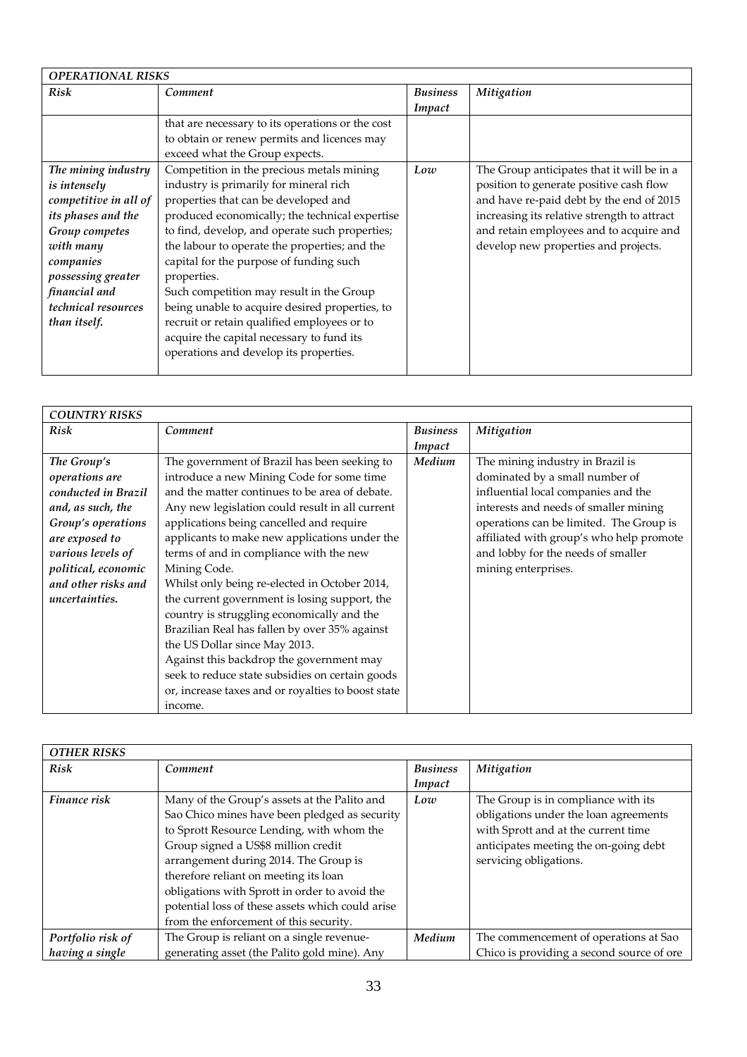| *OPERATIONAL RISKS* | | | |
|---|---|---|---|
| ***Risk*** | ***Comment*** | ***Business Impact*** | ***Mitigation*** |
| | that are necessary to its operations or the cost to obtain or renew permits and licences may exceed what the Group expects. | | |
| ***The mining industry is intensely competitive in all of its phases and the Group competes with many companies possessing greater financial and technical resources than itself.*** | Competition in the precious metals mining industry is primarily for mineral rich properties that can be developed and produced economically; the technical expertise to find, develop, and operate such properties; the labour to operate the properties; and the capital for the purpose of funding such properties. Such competition may result in the Group being unable to acquire desired properties, to recruit or retain qualified employees or to acquire the capital necessary to fund its operations and develop its properties. | ***Low*** | The Group anticipates that it will be in a position to generate positive cash flow and have re-paid debt by the end of 2015 increasing its relative strength to attract and retain employees and to acquire and develop new properties and projects. |

| *COUNTRY RISKS* | | | |
|---|---|---|---|
| ***Risk*** | ***Comment*** | ***Business Impact*** | ***Mitigation*** |
| ***The Group's operations are conducted in Brazil and, as such, the Group's operations are exposed to various levels of political, economic and other risks and uncertainties.*** | The government of Brazil has been seeking to introduce a new Mining Code for some time and the matter continues to be area of debate. Any new legislation could result in all current applications being cancelled and require applicants to make new applications under the terms of and in compliance with the new Mining Code. Whilst only being re-elected in October 2014, the current government is losing support, the country is struggling economically and the Brazilian Real has fallen by over 35% against the US Dollar since May 2013. Against this backdrop the government may seek to reduce state subsidies on certain goods or, increase taxes and or royalties to boost state income. | ***Medium*** | The mining industry in Brazil is dominated by a small number of influential local companies and the interests and needs of smaller mining operations can be limited. The Group is affiliated with group's who help promote and lobby for the needs of smaller mining enterprises. |

| *OTHER RISKS* | | | |
|---|---|---|---|
| ***Risk*** | ***Comment*** | ***Business Impact*** | ***Mitigation*** |
| ***Finance risk*** | Many of the Group's assets at the Palito and Sao Chico mines have been pledged as security to Sprott Resource Lending, with whom the Group signed a US$8 million credit arrangement during 2014. The Group is therefore reliant on meeting its loan obligations with Sprott in order to avoid the potential loss of these assets which could arise from the enforcement of this security. | ***Low*** | The Group is in compliance with its obligations under the loan agreements with Sprott and at the current time anticipates meeting the on-going debt servicing obligations. |
| ***Portfolio risk of having a single*** | The Group is reliant on a single revenue-generating asset (the Palito gold mine). Any | ***Medium*** | The commencement of operations at Sao Chico is providing a second source of ore |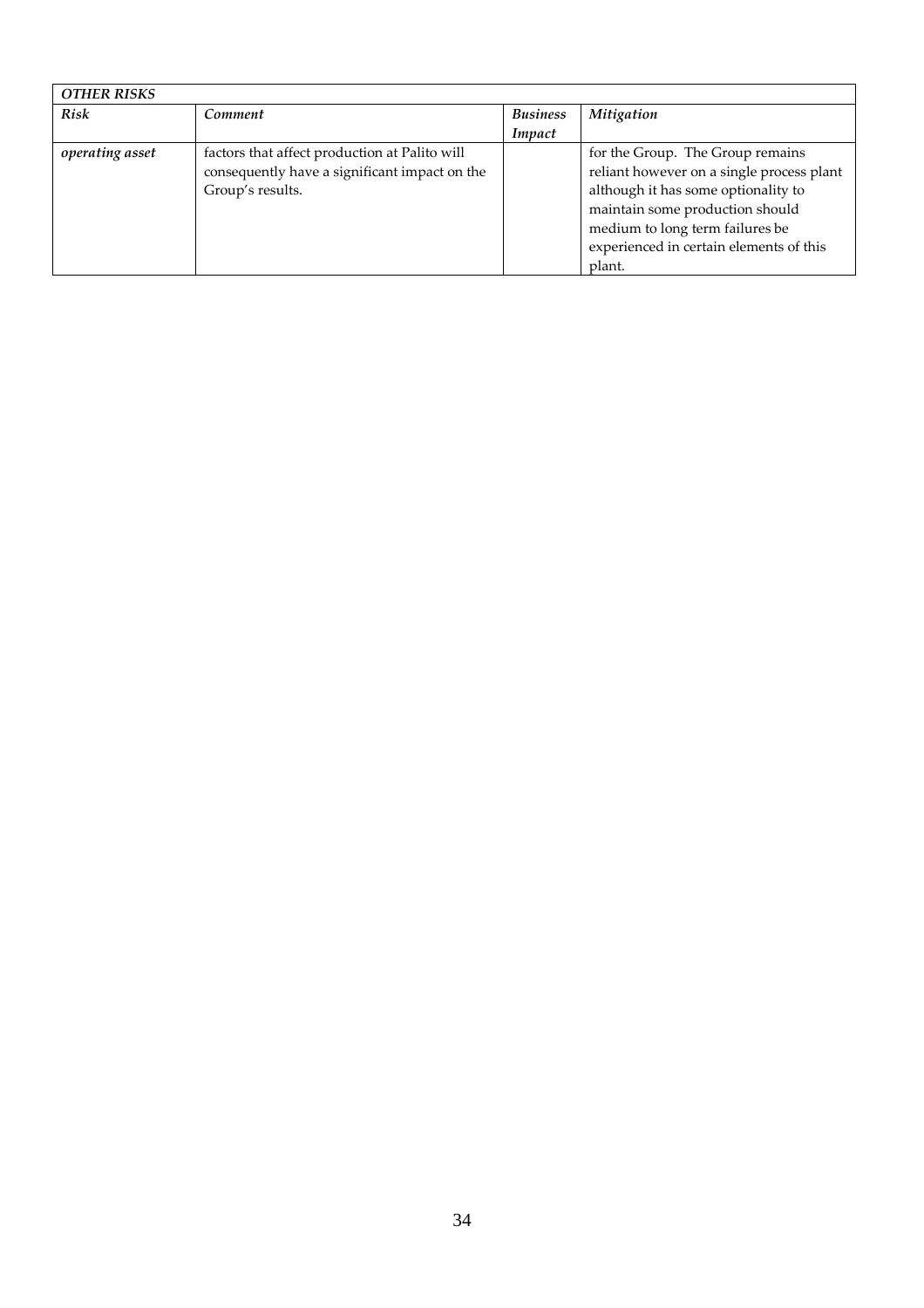| *OTHER RISKS* | | | |
|---|---|---|---|
| ***Risk*** | ***Comment*** | ***Business Impact*** | ***Mitigation*** |
| *operating asset* | factors that affect production at Palito will consequently have a significant impact on the Group's results. | | for the Group. The Group remains reliant however on a single process plant although it has some optionality to maintain some production should medium to long term failures be experienced in certain elements of this plant. |